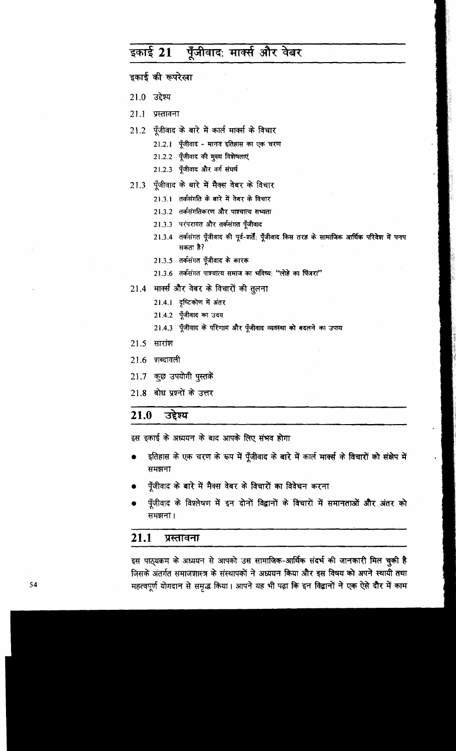# इकाई 21 पूँजीवाद: मार्क्स और वेबर

## इकाई की रूपरेखा

21.0 उद्देश्य

21.1 प्रस्तावना

21.2 पूँजीवाद के बारे में कार्ल मार्क्स के विचार

- 21.2.1 पूँजीवाद - मानव इतिहास का एक चरण
- 21.2.2 पूँजीवाद की मुख्य विशेषताएं
- 21.2.3 पूँजीवाद और वर्ग संघर्ष

21.3 पूँजीवाद के बारे में मैक्स वेबर के विचार

- 21.3.1 तर्कसंगति के बारे में वेबर के विचार
- 21.3.2 तर्कसंगतिकरण और पाश्चात्य सभ्यता
- 21.3.3 परंपरागत और तर्कसंगत पूँजीवाद
- 21.3.4 तर्कसंगत पूँजीवाद की पूर्व-शर्तें: पूँजीवाद किस तरह के सामाजिक आर्थिक परिवेश में पनप सकता है?
- 21.3.5 तर्कसंगत पूँजीवाद के कारक
- 21.3.6 तर्कसंगत पाश्चात्य समाज का भविष्य: "लोहे का पिंजरा"

21.4 मार्क्स और वेबर के विचारों की तुलना

- 21.4.1 दृष्टिकोण में अंतर
- 21.4.2 पूँजीवाद का उदय
- 21.4.3 पूँजीवाद के परिणाम और पूँजीवाद व्यवस्था को बदलने का उपाय

21.5 सारांश

21.6 शब्दावली

21.7 कुछ उपयोगी पुस्तकें

21.8 बोध प्रश्नों के उत्तर

## 21.0 उद्देश्य

इस इकाई के अध्ययन के बाद आपके लिए संभव होगा

- इतिहास के एक चरण के रूप में पूँजीवाद के बारे में कार्ल मार्क्स के विचारों को संक्षेप में समझना
- पूँजीवाद के बारे में मैक्स वेबर के विचारों का विवेचन करना
- पूँजीवाद के विश्लेषण में इन दोनों विद्वानों के विचारों में समानताओं और अंतर को समझना।

## 21.1 प्रस्तावना

इस पाठ्यक्रम के अध्ययन से आपको उस सामाजिक-आर्थिक संदर्भ की जानकारी मिल चुकी है जिसके अंतर्गत समाजशास्त्र के संस्थापकों ने अध्ययन किया और इस विषय को अपने स्थायी तथा महत्वपूर्ण योगदान से समृद्ध किया। आपने यह भी पढ़ा कि इन विद्वानों ने एक ऐसे दौर में काम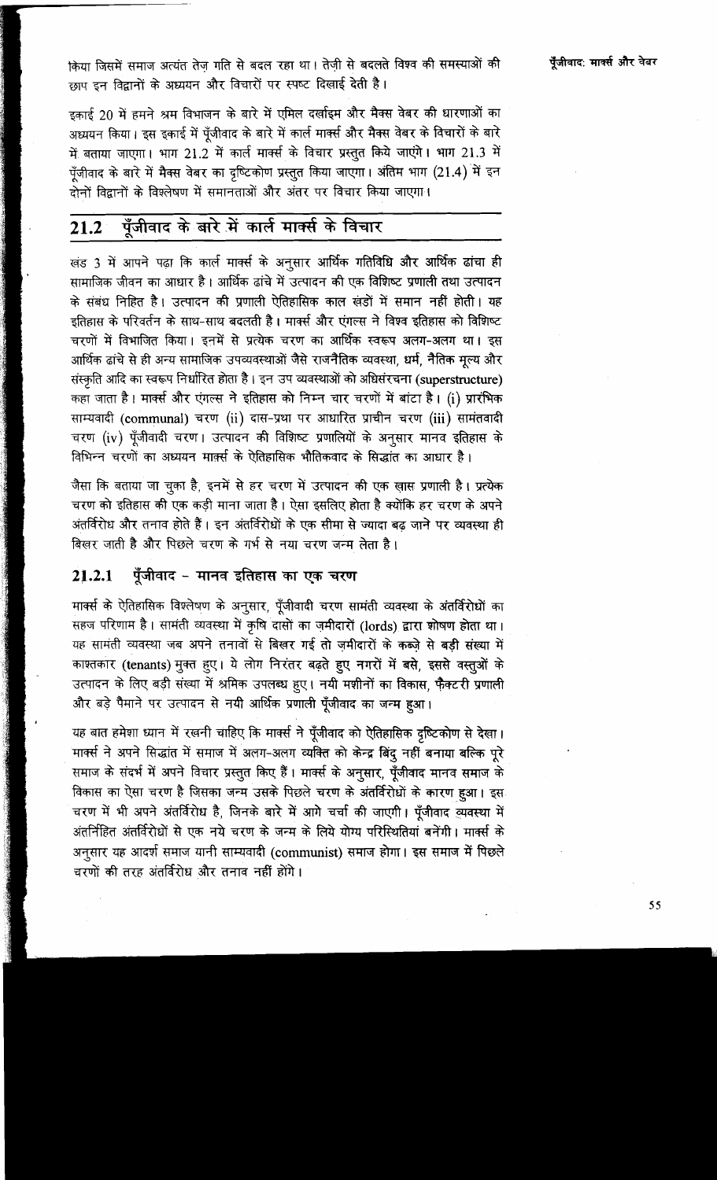किया जिसमें समाज अत्यंत तेज़ गति से बदल रहा था। तेज़ी से बदलते विश्व की समस्याओं की छाप इन विद्वानों के अध्ययन और विचारों पर स्पष्ट दिखाई देती है।

इकाई 20 में हमने श्रम विभाजन के बारे में एमिल दर्खाइम और मैक्स वेबर की धारणाओं का अध्ययन किया। इस इकाई में पूँजीवाद के बारे में कार्ल मार्क्स और मैक्स वेबर के विचारों के बारे में बताया जाएगा। भाग 21.2 में कार्ल मार्क्स के विचार प्रस्तुत किये जाएंगे। भाग 21.3 में पूँजीवाद के बारे में मैक्स वेबर का दृष्टिकोण प्रस्तुत किया जाएगा। अंतिम भाग (21.4) में इन दोनों विद्वानों के विश्लेषण में समानताओं और अंतर पर विचार किया जाएगा।

## 21.2 पूँजीवाद के बारे में कार्ल मार्क्स के विचार

खंड 3 में आपने पढ़ा कि कार्ल मार्क्स के अनुसार आर्थिक गतिविधि और आर्थिक ढांचा ही सामाजिक जीवन का आधार है। आर्थिक ढांचे में उत्पादन की एक विशिष्ट प्रणाली तथा उत्पादन के संबंध निहित है। उत्पादन की प्रणाली ऐतिहासिक काल खंडों में समान नहीं होती। यह इतिहास के परिवर्तन के साथ-साथ बदलती है। मार्क्स और एंगल्स ने विश्व इतिहास को विशिष्ट चरणों में विभाजित किया। इनमें से प्रत्येक चरण का आर्थिक स्वरूप अलग-अलग था। इस आर्थिक ढांचे से ही अन्य सामाजिक उपव्यवस्थाओं जैसे राजनैतिक व्यवस्था, धर्म, नैतिक मूल्य और संस्कृति आदि का स्वरूप निर्धारित होता है। इन उप व्यवस्थाओं को अधिसंरचना (superstructure) कहा जाता है। मार्क्स और एंगल्स ने इतिहास को निम्न चार चरणों में बांटा है। (i) प्रारंभिक साम्यवादी (communal) चरण (ii) दास-प्रथा पर आधारित प्राचीन चरण (iii) सामंतवादी चरण (iv) पूँजीवादी चरण। उत्पादन की विशिष्ट प्रणालियों के अनुसार मानव इतिहास के विभिन्न चरणों का अध्ययन मार्क्स के ऐतिहासिक भौतिकवाद के सिद्धांत का आधार है।

जैसा कि बताया जा चुका है, इनमें से हर चरण में उत्पादन की एक ख़ास प्रणाली है। प्रत्येक चरण को इतिहास की एक कड़ी माना जाता है। ऐसा इसलिए होता है क्योंकि हर चरण के अपने अंतर्विरोध और तनाव होते हैं। इन अंतर्विरोधों के एक सीमा से ज्यादा बढ़ जाने पर व्यवस्था ही बिखर जाती है और पिछले चरण के गर्भ से नया चरण जन्म लेता है।

### 21.2.1 पूँजीवाद – मानव इतिहास का एक चरण

मार्क्स के ऐतिहासिक विश्लेषण के अनुसार, पूँजीवादी चरण सामंती व्यवस्था के अंतर्विरोधों का सहज परिणाम है। सामंती व्यवस्था में कृषि दासों का ज़मीदारों (lords) द्वारा शोषण होता था। यह सामंती व्यवस्था जब अपने तनावों से बिखर गई तो ज़मीदारों के कब्ज़े से बड़ी संख्या में काश्तकार (tenants) मुक्त हुए। ये लोग निरंतर बढ़ते हुए नगरों में बसे, इससे वस्तुओं के उत्पादन के लिए बड़ी संख्या में श्रमिक उपलब्ध हुए। नयी मशीनों का विकास, फ़ैक्टरी प्रणाली और बड़े पैमाने पर उत्पादन से नयी आर्थिक प्रणाली पूँजीवाद का जन्म हुआ।

यह बात हमेशा ध्यान में रखनी चाहिए कि मार्क्स ने पूँजीवाद को ऐतिहासिक दृष्टिकोण से देखा। मार्क्स ने अपने सिद्धांत में समाज में अलग-अलग व्यक्ति को केन्द्र बिंदु नहीं बनाया बल्कि पूरे समाज के संदर्भ में अपने विचार प्रस्तुत किए हैं। मार्क्स के अनुसार, पूँजीवाद मानव समाज के विकास का ऐसा चरण है जिसका जन्म उसके पिछले चरण के अंतर्विरोधों के कारण हुआ। इस चरण में भी अपने अंतर्विरोध है, जिनके बारे में आगे चर्चा की जाएगी। पूँजीवाद व्यवस्था में अंतर्निहित अंतर्विरोधों से एक नये चरण के जन्म के लिये योग्य परिस्थितियां बनेंगी। मार्क्स के अनुसार यह आदर्श समाज यानी साम्यवादी (communist) समाज होगा। इस समाज में पिछले चरणों की तरह अंतर्विरोध और तनाव नहीं होंगे।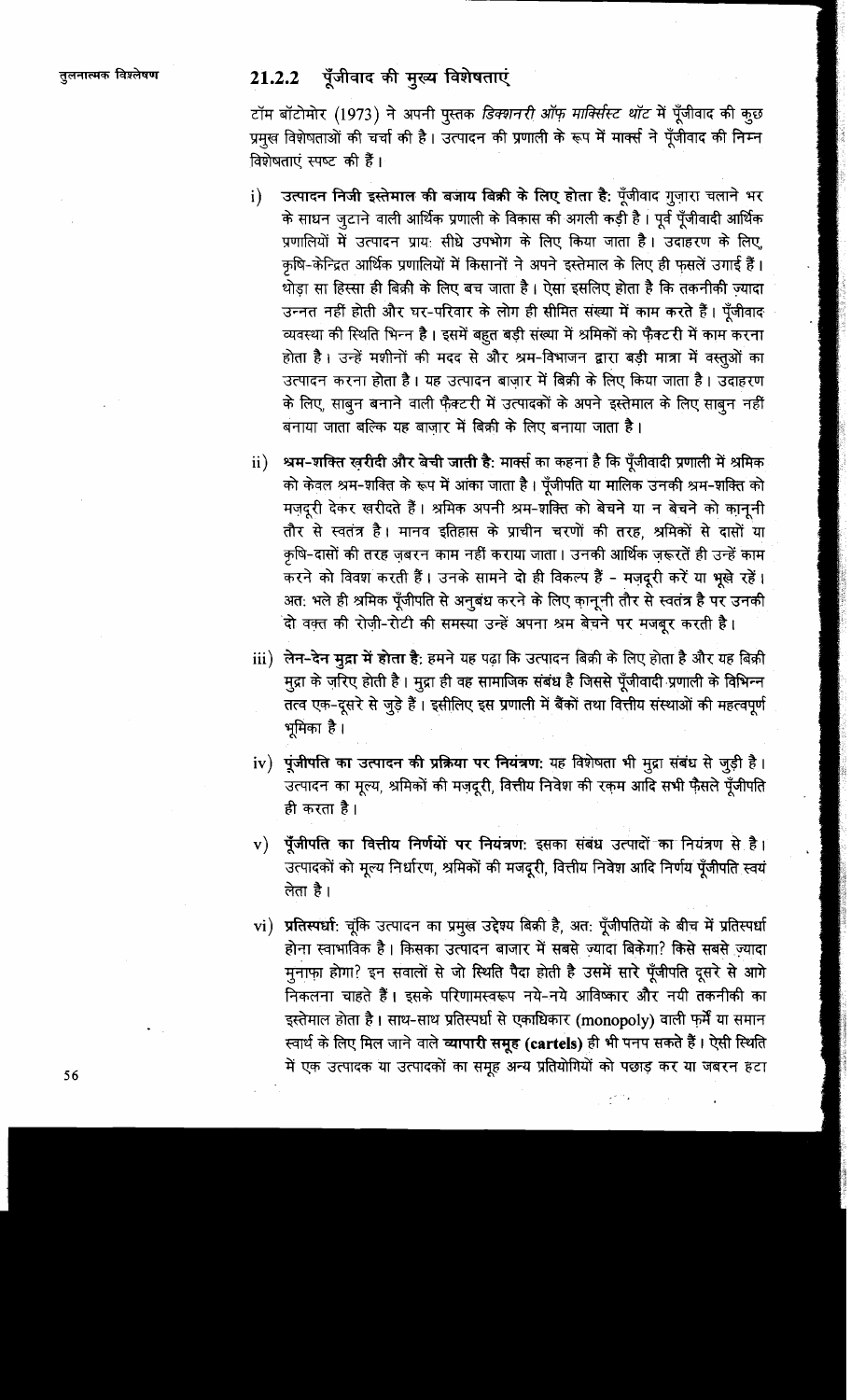### 21.2.2 पूँजीवाद की मुख्य विशेषताएं

टॉम बॉटोमोर (1973) ने अपनी पुस्तक *डिक्शनरी ऑफ़ मार्क्सिस्ट थॉट* में पूँजीवाद की कुछ प्रमुख विशेषताओं की चर्चा की है। उत्पादन की प्रणाली के रूप में मार्क्स ने पूँजीवाद की निम्न विशेषताएं स्पष्ट की हैं।

i) **उत्पादन निजी इस्तेमाल की बजाय बिक्री के लिए होता है:** पूँजीवाद गुज़ारा चलाने भर के साधन जुटाने वाली आर्थिक प्रणाली के विकास की अगली कड़ी है। पूर्व पूँजीवादी आर्थिक प्रणालियों में उत्पादन प्रायः सीधे उपभोग के लिए किया जाता है। उदाहरण के लिए, कृषि-केन्द्रित आर्थिक प्रणालियों में किसानों ने अपने इस्तेमाल के लिए ही फ़सलें उगाई हैं। थोड़ा सा हिस्सा ही बिक्री के लिए बच जाता है। ऐसा इसलिए होता है कि तकनीकी ज़्यादा उन्नत नहीं होती और घर-परिवार के लोग ही सीमित संख्या में काम करते हैं। पूँजीवाद व्यवस्था की स्थिति भिन्न है। इसमें बहुत बड़ी संख्या में श्रमिकों को फ़ैक्टरी में काम करना होता है। उन्हें मशीनों की मदद से और श्रम-विभाजन द्वारा बड़ी मात्रा में वस्तुओं का उत्पादन करना होता है। यह उत्पादन बाज़ार में बिक्री के लिए किया जाता है। उदाहरण के लिए, साबुन बनाने वाली फ़ैक्टरी में उत्पादकों के अपने इस्तेमाल के लिए साबुन नहीं बनाया जाता बल्कि यह बाज़ार में बिक्री के लिए बनाया जाता है।

ii) **श्रम-शक्ति ख़रीदी और बेची जाती है:** मार्क्स का कहना है कि पूँजीवादी प्रणाली में श्रमिक को केवल श्रम-शक्ति के रूप में आंका जाता है। पूँजीपति या मालिक उनकी श्रम-शक्ति को मज़दूरी देकर खरीदते हैं। श्रमिक अपनी श्रम-शक्ति को बेचने या न बेचने को क़ानूनी तौर से स्वतंत्र है। मानव इतिहास के प्राचीन चरणों की तरह, श्रमिकों से दासों या कृषि-दासों की तरह ज़बरन काम नहीं कराया जाता। उनकी आर्थिक ज़रूरतें ही उन्हें काम करने को विवश करती हैं। उनके सामने दो ही विकल्प हैं - मज़दूरी करें या भूखे रहें। अतः भले ही श्रमिक पूँजीपति से अनुबंध करने के लिए क़ानूनी तौर से स्वतंत्र है पर उनकी दो वक़्त की रोज़ी-रोटी की समस्या उन्हें अपना श्रम बेचने पर मजबूर करती है।

iii) **लेन-देन मुद्रा में होता है:** हमने यह पढ़ा कि उत्पादन बिक्री के लिए होता है और यह बिक्री मुद्रा के ज़रिए होती है। मुद्रा ही वह सामाजिक संबंध है जिससे पूँजीवादी प्रणाली के विभिन्न तत्व एक-दूसरे से जुड़े हैं। इसीलिए इस प्रणाली में बैंकों तथा वित्तीय संस्थाओं की महत्वपूर्ण भूमिका है।

iv) **पूंजीपति का उत्पादन की प्रक्रिया पर नियंत्रण:** यह विशेषता भी मुद्रा संबंध से जुड़ी है। उत्पादन का मूल्य, श्रमिकों की मज़दूरी, वित्तीय निवेश की रक़म आदि सभी फ़ैसले पूँजीपति ही करता है।

v) **पूँजीपति का वित्तीय निर्णयों पर नियंत्रण:** इसका संबंध उत्पादों का नियंत्रण से है। उत्पादकों को मूल्य निर्धारण, श्रमिकों की मजदूरी, वित्तीय निवेश आदि निर्णय पूँजीपति स्वयं लेता है।

vi) **प्रतिस्पर्धा:** चूंकि उत्पादन का प्रमुख उद्देश्य बिक्री है, अतः पूँजीपतियों के बीच में प्रतिस्पर्धा होना स्वाभाविक है। किसका उत्पादन बाजार में सबसे ज़्यादा बिकेगा? किसे सबसे ज़्यादा मुनाफ़ा होगा? इन सवालों से जो स्थिति पैदा होती है उसमें सारे पूँजीपति दूसरे से आगे निकलना चाहते हैं। इसके परिणामस्वरूप नये-नये आविष्कार और नयी तकनीकी का इस्तेमाल होता है। साथ-साथ प्रतिस्पर्धा से एकाधिकार (monopoly) वाली फ़र्में या समान स्वार्थ के लिए मिल जाने वाले **व्यापारी समूह (cartels)** ही भी पनप सकते हैं। ऐसी स्थिति में एक उत्पादक या उत्पादकों का समूह अन्य प्रतियोगियों को पछाड़ कर या जबरन हटा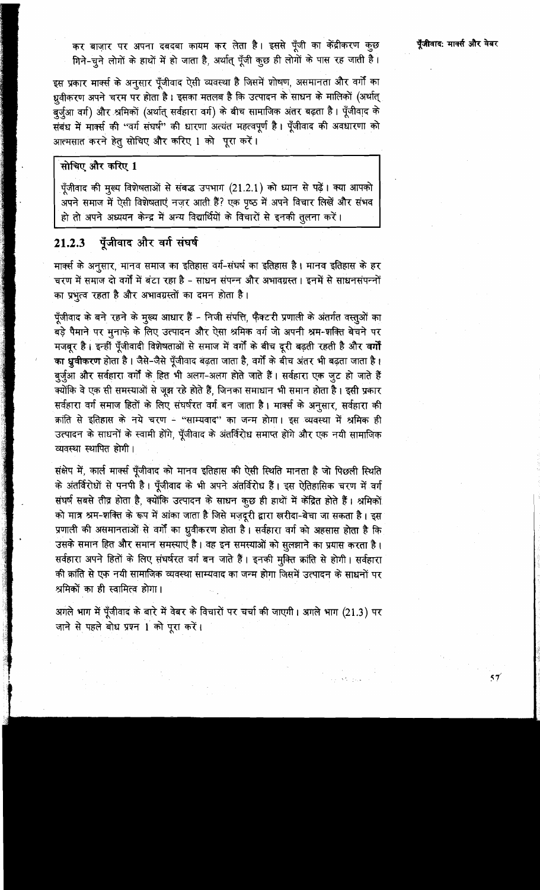कर बाज़ार पर अपना दबदबा कायम कर लेता है। इससे पूँजी का केंद्रीकरण कुछ गिने-चुने लोगों के हाथों में हो जाता है, अर्थात् पूँजी कुछ ही लोगों के पास रह जाती है।

इस प्रकार मार्क्स के अनुसार पूँजीवाद ऐसी व्यवस्था है जिसमें शोषण, असमानता और वर्गों का ध्रुवीकरण अपने चरम पर होता है। इसका मतलब है कि उत्पादन के साधन के मालिकों (अर्थात् बुर्जुआ वर्ग) और श्रमिकों (अर्थात् सर्वहारा वर्ग) के बीच सामाजिक अंतर बढ़ता है। पूँजीवाद के संबंध में मार्क्स की "वर्ग संघर्ष" की धारणा अत्यंत महत्वपूर्ण है। पूँजीवाद की अवधारणा को आत्मसात करने हेतु सोचिए और करिए 1 को पूरा करें।

**सोचिए और करिए 1**

पूँजीवाद की मुख्य विशेषताओं से संबद्ध उपभाग (21.2.1) को ध्यान से पढ़ें। क्या आपको अपने समाज में ऐसी विशेषताएं नज़र आती हैं? एक पृष्ठ में अपने विचार लिखें और संभव हो तो अपने अध्ययन केन्द्र में अन्य विद्यार्थियों के विचारों से इनकी तुलना करें।

## 21.2.3 पूँजीवाद और वर्ग संघर्ष

मार्क्स के अनुसार, मानव समाज का इतिहास वर्ग-संघर्ष का इतिहास है। मानव इतिहास के हर चरण में समाज दो वर्गों में बंटा रहा है - साधन संपन्न और अभावग्रस्त। इनमें से साधनसंपन्नों का प्रभुत्व रहता है और अभावग्रस्तों का दमन होता है।

पूँजीवाद के बने रहने के मुख्य आधार हैं - निजी संपत्ति, फ़ैक्टरी प्रणाली के अंतर्गत वस्तुओं का बड़े पैमाने पर मुनाफ़े के लिए उत्पादन और ऐसा श्रमिक वर्ग जो अपनी श्रम-शक्ति बेचने पर मजबूर है। इन्हीं पूँजीवादी विशेषताओं से समाज में वर्गों के बीच दूरी बढ़ती रहती है और **वर्गों का ध्रुवीकरण** होता है। जैसे-जैसे पूँजीवाद बढ़ता जाता है, वर्गों के बीच अंतर भी बढ़ता जाता है। बुर्जुआ और सर्वहारा वर्गों के हित भी अलग-अलग होते जाते हैं। सर्वहारा एक जुट हो जाते हैं क्योंकि वे एक सी समस्याओं से जूझ रहे होते हैं, जिनका समाधान भी समान होता है। इसी प्रकार सर्वहारा वर्ग समाज हितों के लिए संघर्षरत वर्ग बन जाता है। मार्क्स के अनुसार, सर्वहारा की क्रांति से इतिहास के नये चरण - "साम्यवाद" का जन्म होगा। इस व्यवस्था में श्रमिक ही उत्पादन के साधनों के स्वामी होंगे, पूँजीवाद के अंतर्विरोध समाप्त होंगे और एक नयी सामाजिक व्यवस्था स्थापित होगी।

संक्षेप में, कार्ल मार्क्स पूँजीवाद को मानव इतिहास की ऐसी स्थिति मानता है जो पिछली स्थिति के अंतर्विरोधों से पनपी है। पूँजीवाद के भी अपने अंतर्विरोध हैं। इस ऐतिहासिक चरण में वर्ग संघर्ष सबसे तीव्र होता है, क्योंकि उत्पादन के साधन कुछ ही हाथों में केंद्रित होते हैं। श्रमिकों को मात्र श्रम-शक्ति के रूप में आंका जाता है जिसे मज़दूरी द्वारा खरीदा-बेचा जा सकता है। इस प्रणाली की असमानताओं से वर्गों का ध्रुवीकरण होता है। सर्वहारा वर्ग को अहसास होता है कि उसके समान हित और समान समस्याएं है। वह इन समस्याओं को सुलझाने का प्रयास करता है। सर्वहारा अपने हितों के लिए संघर्षरत वर्ग बन जाते हैं। इनकी मुक्ति क्रांति से होगी। सर्वहारा की क्रांति से एक नयी सामाजिक व्यवस्था साम्यवाद का जन्म होगा जिसमें उत्पादन के साधनों पर श्रमिकों का ही स्वामित्व होगा।

अगले भाग में पूँजीवाद के बारे में वेबर के विचारों पर चर्चा की जाएगी। अगले भाग (21.3) पर जाने से पहले बोध प्रश्न 1 को पूरा करें।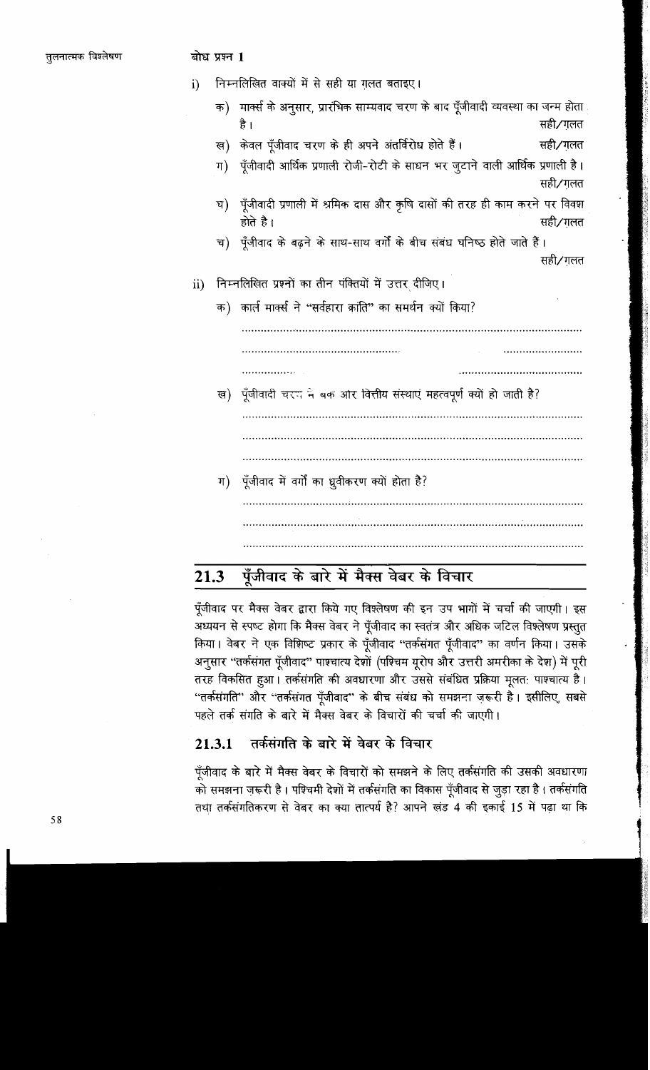**बोध प्रश्न 1**

i) निम्नलिखित वाक्यों में से सही या ग़लत बताइए।

क) मार्क्स के अनुसार, प्रारंभिक साम्यवाद चरण के बाद पूँजीवादी व्यवस्था का जन्म होता है। सही/ग़लत

ख) केवल पूँजीवाद चरण के ही अपने अंतर्विरोध होते हैं। सही/ग़लत

ग) पूँजीवादी आर्थिक प्रणाली रोजी-रोटी के साधन भर जुटाने वाली आर्थिक प्रणाली है। सही/ग़लत

घ) पूँजीवादी प्रणाली में श्रमिक दास और कृषि दासों की तरह ही काम करने पर विवश होते है। सही/ग़लत

च) पूँजीवाद के बढ़ने के साथ-साथ वर्गों के बीच संबंध घनिष्ठ होते जाते हैं। सही/ग़लत

ii) निम्नलिखित प्रश्नों का तीन पंक्तियों में उत्तर दीजिए।

क) कार्ल मार्क्स ने "सर्वहारा क्रांति" का समर्थन क्यों किया?

..........................................................................................................

..........................................................................................................

..........................................................................................................

ख) पूँजीवादी चरण में बैंक और वित्तीय संस्थाएं महत्वपूर्ण क्यों हो जाती है?

..........................................................................................................

..........................................................................................................

..........................................................................................................

ग) पूँजीवाद में वर्गों का ध्रुवीकरण क्यों होता है?

..........................................................................................................

..........................................................................................................

..........................................................................................................

## 21.3 पूँजीवाद के बारे में मैक्स वेबर के विचार

पूँजीवाद पर मैक्स वेबर द्वारा किये गए विश्लेषण की इन उप भागों में चर्चा की जाएगी। इस अध्ययन से स्पष्ट होगा कि मैक्स वेबर ने पूँजीवाद का स्वतंत्र और अधिक जटिल विश्लेषण प्रस्तुत किया। वेबर ने एक विशिष्ट प्रकार के पूँजीवाद "तर्कसंगत पूँजीवाद" का वर्णन किया। उसके अनुसार "तर्कसंगत पूँजीवाद" पाश्चात्य देशों (पश्चिम यूरोप और उत्तरी अमरीका के देश) में पूरी तरह विकसित हुआ। तर्कसंगति की अवधारणा और उससे संबंधित प्रक्रिया मूलतः पाश्चात्य है। "तर्कसंगति" और "तर्कसंगत पूँजीवाद" के बीच संबंध को समझना ज़रूरी है। इसीलिए, सबसे पहले तर्क संगति के बारे में मैक्स वेबर के विचारों की चर्चा की जाएगी।

### 21.3.1 तर्कसंगति के बारे में वेबर के विचार

पूँजीवाद के बारे में मैक्स वेबर के विचारों को समझने के लिए तर्कसंगति की उसकी अवधारणा को समझना ज़रूरी है। पश्चिमी देशों में तर्कसंगति का विकास पूँजीवाद से जुड़ा रहा है। तर्कसंगति तथा तर्कसंगतिकरण से वेबर का क्या तात्पर्य है? आपने खंड 4 की इकाई 15 में पढ़ा था कि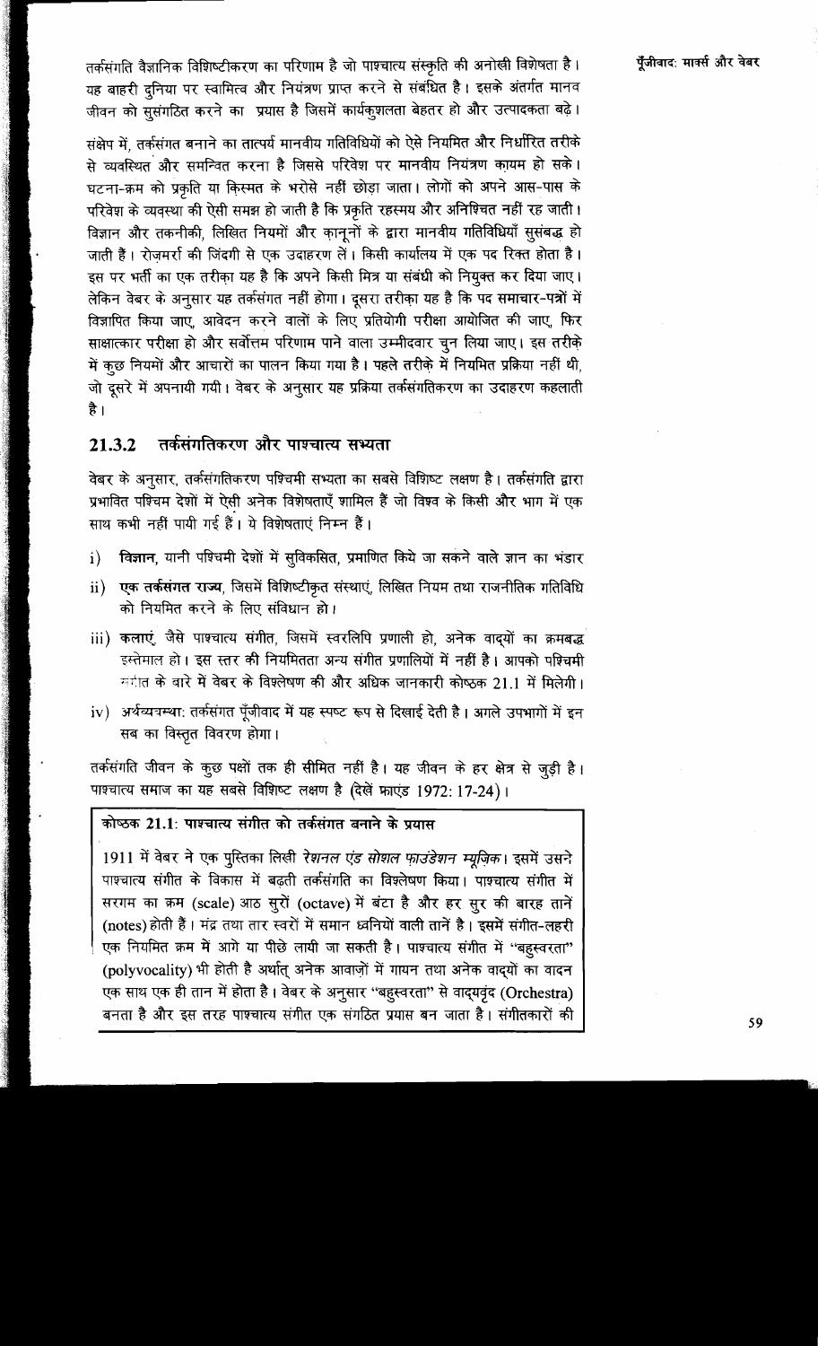तर्कसंगति वैज्ञानिक विशिष्टीकरण का परिणाम है जो पाश्चात्य संस्कृति की अनोखी विशेषता है। यह बाहरी दुनिया पर स्वामित्व और नियंत्रण प्राप्त करने से संबंधित है। इसके अंतर्गत मानव जीवन को सुसंगठित करने का प्रयास है जिसमें कार्यकुशलता बेहतर हो और उत्पादकता बढ़े।

संक्षेप में, तर्कसंगत बनाने का तात्पर्य मानवीय गतिविधियों को ऐसे नियमित और निर्धारित तरीके से व्यवस्थित और समन्वित करना है जिससे परिवेश पर मानवीय नियंत्रण कायम हो सके। घटना-क्रम को प्रकृति या क़िस्मत के भरोसे नहीं छोड़ा जाता। लोगों को अपने आस-पास के परिवेश के व्यवस्था की ऐसी समझ हो जाती है कि प्रकृति रहस्मय और अनिश्चित नहीं रह जाती। विज्ञान और तकनीकी, लिखित नियमों और क़ानूनों के द्वारा मानवीय गतिविधियाँ सुसंबद्ध हो जाती हैं। रोज़मर्रा की जिंदगी से एक उदाहरण लें। किसी कार्यालय में एक पद रिक्त होता है। इस पर भर्ती का एक तरीक़ा यह है कि अपने किसी मित्र या संबंधी को नियुक्त कर दिया जाए। लेकिन वेबर के अनुसार यह तर्कसंगत नहीं होगा। दूसरा तरीक़ा यह है कि पद समाचार-पत्रों में विज्ञापित किया जाए, आवेदन करने वालों के लिए प्रतियोगी परीक्षा आयोजित की जाए, फिर साक्षात्कार परीक्षा हो और सर्वोत्तम परिणाम पाने वाला उम्मीदवार चुन लिया जाए। इस तरीक़े में कुछ नियमों और आचारों का पालन किया गया है। पहले तरीक़े में नियमित प्रक्रिया नहीं थी, जो दूसरे में अपनायी गयी। वेबर के अनुसार यह प्रक्रिया तर्कसंगतिकरण का उदाहरण कहलाती है।

### 21.3.2 तर्कसंगतिकरण और पाश्चात्य सभ्यता

वेबर के अनुसार, तर्कसंगतिकरण पश्चिमी सभ्यता का सबसे विशिष्ट लक्षण है। तर्कसंगति द्वारा प्रभावित पश्चिम देशों में ऐसी अनेक विशेषताएँ शामिल हैं जो विश्व के किसी और भाग में एक साथ कभी नहीं पायी गई हैं। ये विशेषताएं निम्न हैं।

i) **विज्ञान**, यानी पश्चिमी देशों में सुविकसित, प्रमाणित किये जा सकने वाले ज्ञान का भंडार

ii) **एक तर्कसंगत राज्य**, जिसमें विशिष्टीकृत संस्थाएं, लिखित नियम तथा राजनीतिक गतिविधि को नियमित करने के लिए संविधान हो।

iii) **कलाएं**, जैसे पाश्चात्य संगीत, जिसमें स्वरलिपि प्रणाली हो, अनेक वाद्यों का क्रमबद्ध इस्तेमाल हो। इस स्तर की नियमितता अन्य संगीत प्रणालियों में नहीं है। आपको पश्चिमी संगीत के बारे में वेबर के विश्लेषण की और अधिक जानकारी कोष्ठक 21.1 में मिलेगी।

iv) अर्थव्यवस्था: तर्कसंगत पूँजीवाद में यह स्पष्ट रूप से दिखाई देती है। अगले उपभागों में इन सब का विस्तृत विवरण होगा।

तर्कसंगति जीवन के कुछ पक्षों तक ही सीमित नहीं है। यह जीवन के हर क्षेत्र से जुड़ी है। पाश्चात्य समाज का यह सबसे विशिष्ट लक्षण है (देखें फ्राएंड 1972: 17-24)।

**कोष्ठक 21.1: पाश्चात्य संगीत को तर्कसंगत बनाने के प्रयास**

1911 में वेबर ने एक पुस्तिका लिखी *रेशनल एंड सोशल फाउंडेशन म्यूज़िक*। इसमें उसने पाश्चात्य संगीत के विकास में बढ़ती तर्कसंगति का विश्लेषण किया। पाश्चात्य संगीत में सरगम का क्रम (scale) आठ सुरों (octave) में बंटा है और हर सुर की बारह तानें (notes) होती हैं। मंद्र तथा तार स्वरों में समान ध्वनियों वाली तानें है। इसमें संगीत-लहरी एक नियमित क्रम में आगे या पीछे लायी जा सकती है। पाश्चात्य संगीत में "बहुस्वरता" (polyvocality) भी होती है अर्थात् अनेक आवाज़ों में गायन तथा अनेक वाद्यों का वादन एक साथ एक ही तान में होता है। वेबर के अनुसार "बहुस्वरता" से वाद्यवृंद (Orchestra) बनता है और इस तरह पाश्चात्य संगीत एक संगठित प्रयास बन जाता है। संगीतकारों की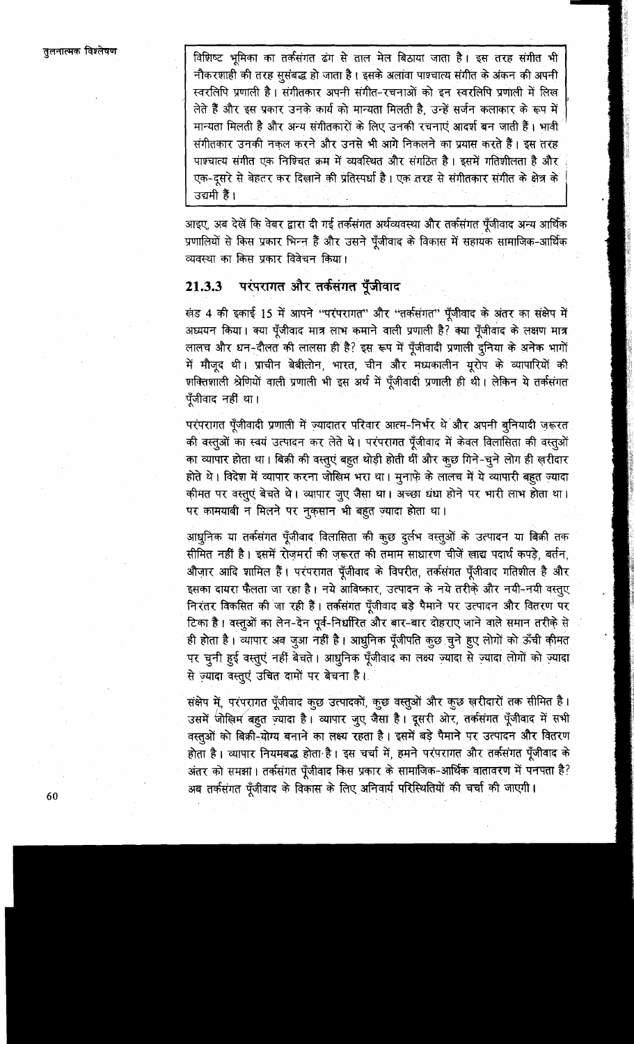विशिष्ट भूमिका का तर्कसंगत ढंग से ताल मेल बिठाया जाता है। इस तरह संगीत भी नौकरशाही की तरह सुसंबद्ध हो जाता है। इसके अलावा पाश्चात्य संगीत के अंकन की अपनी स्वरलिपि प्रणाली है। संगीतकार अपनी संगीत-रचनाओं को इन स्वरलिपि प्रणाली में लिख लेते हैं और इस प्रकार उनके कार्य को मान्यता मिलती है, उन्हें सर्जन कलाकार के रूप में मान्यता मिलती है और अन्य संगीतकारों के लिए उनकी रचनाएं आदर्श बन जाती हैं। भावी संगीतकार उनकी नक़ल करने और उनसे भी आगे निकलने का प्रयास करते हैं। इस तरह पाश्चात्य संगीत एक निश्चित क्रम में व्यवस्थित और संगठित है। इसमें गतिशीलता है और एक-दूसरे से बेहतर कर दिखाने की प्रतिस्पर्धा है। एक तरह से संगीतकार संगीत के क्षेत्र के उद्यमी हैं।

आइए, अब देखें कि वेबर द्वारा दी गई तर्कसंगत अर्थव्यवस्था और तर्कसंगत पूँजीवाद अन्य आर्थिक प्रणालियों से किस प्रकार भिन्न हैं और उसने पूँजीवाद के विकास में सहायक सामाजिक-आर्थिक व्यवस्था का किस प्रकार विवेचन किया।

### 21.3.3 परंपरागत और तर्कसंगत पूँजीवाद

खंड 4 की इकाई 15 में आपने "परंपरागत" और "तर्कसंगत" पूँजीवाद के अंतर का संक्षेप में अध्ययन किया। क्या पूँजीवाद मात्र लाभ कमाने वाली प्रणाली है? क्या पूँजीवाद के लक्षण मात्र लालच और धन-दौलत की लालसा ही है? इस रूप में पूँजीवादी प्रणाली दुनिया के अनेक भागों में मौजूद थी। प्राचीन बेबीलोन, भारत, चीन और मध्यकालीन यूरोप के व्यापारियों की शक्तिशाली श्रेणियों वाली प्रणाली भी इस अर्थ में पूँजीवादी प्रणाली ही थी। लेकिन ये तर्कसंगत पूँजीवाद नहीं था।

परंपरागत पूँजीवादी प्रणाली में ज़्यादातर परिवार आत्म-निर्भर थे और अपनी बुनियादी ज़रूरत की वस्तुओं का स्वयं उत्पादन कर लेते थे। परंपरागत पूँजीवाद में केवल विलासिता की वस्तुओं का व्यापार होता था। बिक्री की वस्तुएं बहुत थोड़ी होती थीं और कुछ गिने-चुने लोग ही ख़रीदार होते थे। विदेश में व्यापार करना जोखिम भरा था। मुनाफ़े के लालच में ये व्यापारी बहुत ज़्यादा कीमत पर वस्तुएं बेचते थे। व्यापार जुए जैसा था। अच्छा धंधा होने पर भारी लाभ होता था। पर कामयाबी न मिलने पर नुक़सान भी बहुत ज़्यादा होता था।

आधुनिक या तर्कसंगत पूँजीवाद विलासिता की कुछ दुर्लभ वस्तुओं के उत्पादन या बिक्री तक सीमित नहीं है। इसमें रोज़मर्रा की ज़रूरत की तमाम साधारण चीजें खाद्य पदार्थ कपड़े, बर्तन, औज़ार आदि शामिल हैं। परंपरागत पूँजीवाद के विपरीत, तर्कसंगत पूँजीवाद गतिशील है और इसका दायरा फैलता जा रहा है। नये आविष्कार, उत्पादन के नये तरीक़े और नयी-नयी वस्तुएं निरंतर विकसित की जा रही हैं। तर्कसंगत पूँजीवाद बड़े पैमाने पर उत्पादन और वितरण पर टिका है। वस्तुओं का लेन-देन पूर्व-निर्धारित और बार-बार दोहराए जाने वाले समान तरीक़े से ही होता है। व्यापार अब जुआ नहीं है। आधुनिक पूँजीपति कुछ चुने हुए लोगों को ऊँची क़ीमत पर चुनी हुई वस्तुएं नहीं बेचते। आधुनिक पूँजीवाद का लक्ष्य ज़्यादा से ज़्यादा लोगों को ज़्यादा से ज़्यादा वस्तुएं उचित दामों पर बेचना है।

संक्षेप में, परंपरागत पूँजीवाद कुछ उत्पादकों, कुछ वस्तुओं और कुछ ख़रीदारों तक सीमित है। उसमें जोखिम बहुत ज़्यादा है। व्यापार जुए जैसा है। दूसरी ओर, तर्कसंगत पूँजीवाद में सभी वस्तुओं को बिक्री-योग्य बनाने का लक्ष्य रहता है। इसमें बड़े पैमाने पर उत्पादन और वितरण होता है। व्यापार नियमबद्ध होता है। इस चर्चा में, हमने परंपरागत और तर्कसंगत पूँजीवाद के अंतर को समझा। तर्कसंगत पूँजीवाद किस प्रकार के सामाजिक-आर्थिक वातावरण में पनपता है? अब तर्कसंगत पूँजीवाद के विकास के लिए अनिवार्य परिस्थितियों की चर्चा की जाएगी।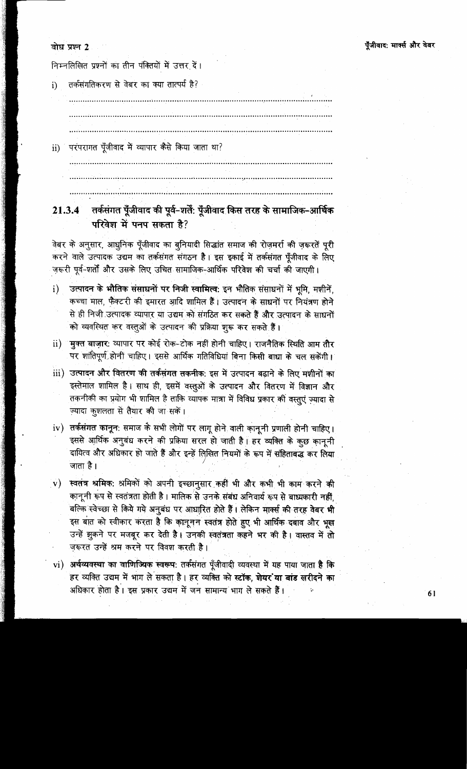बोध प्रश्न 2

निम्नलिखित प्रश्नों का तीन पंक्तियों में उत्तर दें।

i) तर्कसंगतिकरण से वेबर का क्या तात्पर्य है?

..............................................................................................................

..............................................................................................................

..............................................................................................................

ii) परंपरागत पूँजीवाद में व्यापार कैसे किया जाता था?

..............................................................................................................

..............................................................................................................

..............................................................................................................

### 21.3.4 तर्कसंगत पूँजीवाद की पूर्व-शर्तें: पूँजीवाद किस तरह के सामाजिक-आर्थिक परिवेश में पनप सकता है?

वेबर के अनुसार, आधुनिक पूँजीवाद का बुनियादी सिद्धांत समाज की रोज़मर्रा की ज़रूरतें पूरी करने वाले उत्पादक उद्यम का तर्कसंगत संगठन है। इस इकाई में तर्कसंगत पूँजीवाद के लिए ज़रूरी पूर्व-शर्तों और उसके लिए उचित सामाजिक-आर्थिक परिवेश की चर्चा की जाएगी।

i) **उत्पादन के भौतिक संसाधनों पर निजी स्वामित्व:** इन भौतिक संसाधनों में भूमि, मशीनें, कच्चा माल, फ़ैक्टरी की इमारत आदि शामिल हैं। उत्पादन के साधनों पर नियंत्रण होने से ही निजी उत्पादक व्यापार या उद्यम को संगठित कर सकते हैं और उत्पादन के साधनों को व्यवस्थित कर वस्तुओं के उत्पादन की प्रक्रिया शुरू कर सकते हैं।

ii) **मुक्त बाज़ार:** व्यापार पर कोई रोक-टोक नहीं होनी चाहिए। राजनैतिक स्थिति आम तौर पर शांतिपूर्ण होनी चाहिए। इससे आर्थिक गतिविधियां बिना किसी बाधा के चल सकेंगी।

iii) **उत्पादन और वितरण की तर्कसंगत तकनीक:** इस में उत्पादन बढ़ाने के लिए मशीनों का इस्तेमाल शामिल है। साथ ही, इसमें वस्तुओं के उत्पादन और वितरण में विज्ञान और तकनीकी का प्रयोग भी शामिल है ताकि व्यापक मात्रा में विविध प्रकार की वस्तुएं ज़्यादा से ज़्यादा कुशलता से तैयार की जा सकें।

iv) **तर्कसंगत कानून:** समाज के सभी लोगों पर लागू होने वाली कानूनी प्रणाली होनी चाहिए। इससे आर्थिक अनुबंध करने की प्रक्रिया सरल हो जाती है। हर व्यक्ति के कुछ कानूनी दायित्व और अधिकार हो जाते हैं और इन्हें लिखित नियमों के रूप में संहिताबद्ध कर लिया जाता है।

v) **स्वतंत्र श्रमिक:** श्रमिकों को अपनी इच्छानुसार कहीं भी और कभी भी काम करने की कानूनी रूप से स्वतंत्रता होती है। मालिक से उनके संबंध अनिवार्य रूप से बाध्यकारी नहीं, बल्कि स्वेच्छा से किये गये अनुबंध पर आधारित होते हैं। लेकिन मार्क्स की तरह वेबर भी इस बात को स्वीकार करता है कि कानूनन स्वतंत्र होते हुए भी आर्थिक दबाव और भूख उन्हें झुकने पर मजबूर कर देती है। उनकी स्वतंत्रता कहने भर की है। वास्तव में तो ज़रूरत उन्हें श्रम करने पर विवश करती है।

vi) **अर्थव्यवस्था का वाणिज्यिक स्वरूप:** तर्कसंगत पूँजीवादी व्यवस्था में यह पाया जाता है कि हर व्यक्ति उद्यम में भाग ले सकता है। हर व्यक्ति को स्टॉक, शेयर या बांड खरीदने का अधिकार होता है। इस प्रकार उद्यम में जन सामान्य भाग ले सकते हैं।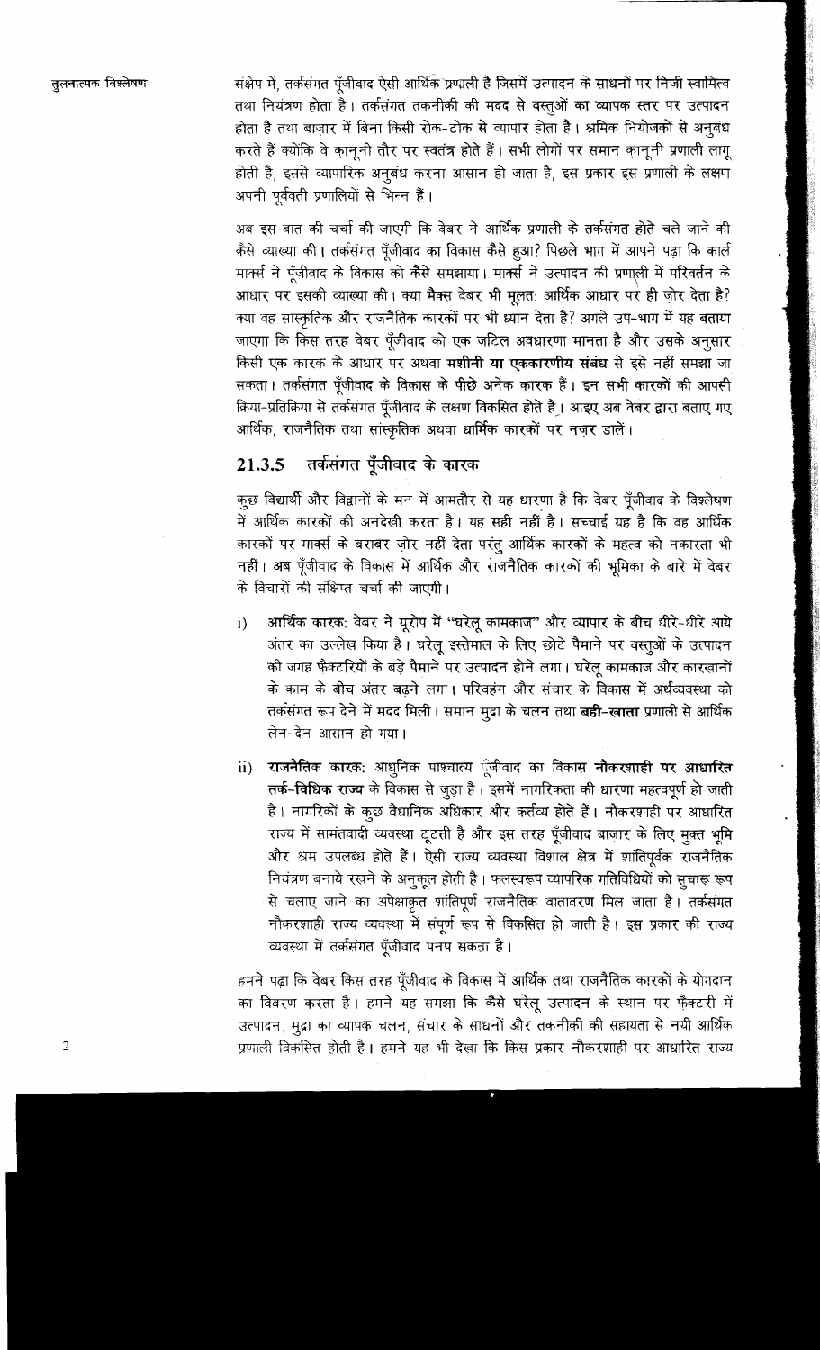संक्षेप में, तर्कसंगत पूँजीवाद ऐसी आर्थिक प्रणाली है जिसमें उत्पादन के साधनों पर निजी स्वामित्व तथा नियंत्रण होता है। तर्कसंगत तकनीकी की मदद से वस्तुओं का व्यापक स्तर पर उत्पादन होता है तथा बाज़ार में बिना किसी रोक-टोक से व्यापार होता है। श्रमिक नियोजकों से अनुबंध करते हैं क्योंकि वे कानूनी तौर पर स्वतंत्र होते हैं। सभी लोगों पर समान कानूनी प्रणाली लागू होती है, इससे व्यापारिक अनुबंध करना आसान हो जाता है, इस प्रकार इस प्रणाली के लक्षण अपनी पूर्ववती प्रणालियों से भिन्न हैं।

अब इस बात की चर्चा की जाएगी कि वेबर ने आर्थिक प्रणाली के तर्कसंगत होते चले जाने की कैसे व्याख्या की। तर्कसंगत पूँजीवाद का विकास कैसे हुआ? पिछले भाग में आपने पढ़ा कि कार्ल मार्क्स ने पूँजीवाद के विकास को कैसे समझाया। मार्क्स ने उत्पादन की प्रणाली में परिवर्तन के आधार पर इसकी व्याख्या की। क्या मैक्स वेबर भी मूलतः आर्थिक आधार पर ही ज़ोर देता है? क्या वह सांस्कृतिक और राजनैतिक कारकों पर भी ध्यान देता है? अगले उप-भाग में यह बताया जाएगा कि किस तरह वेबर पूँजीवाद को एक जटिल अवधारणा मानता है और उसके अनुसार किसी एक कारक के आधार पर अथवा **मशीनी या एककारणीय संबंध** से इसे नहीं समझा जा सकता। तर्कसंगत पूँजीवाद के विकास के पीछे अनेक कारक हैं। इन सभी कारकों की आपसी क्रिया-प्रतिक्रिया से तर्कसंगत पूँजीवाद के लक्षण विकसित होते हैं। आइए अब वेबर द्वारा बताए गए आर्थिक, राजनैतिक तथा सांस्कृतिक अथवा धार्मिक कारकों पर नज़र डालें।

### 21.3.5 तर्कसंगत पूँजीवाद के कारक

कुछ विद्यार्थी और विद्वानों के मन में आमतौर से यह धारणा है कि वेबर पूँजीवाद के विश्लेषण में आर्थिक कारकों की अनदेखी करता है। यह सही नहीं है। सच्चाई यह है कि वह आर्थिक कारकों पर मार्क्स के बराबर ज़ोर नहीं देता परंतु आर्थिक कारकों के महत्व को नकारता भी नहीं। अब पूँजीवाद के विकास में आर्थिक और राजनैतिक कारकों की भूमिका के बारे में वेबर के विचारों की संक्षिप्त चर्चा की जाएगी।

i) **आर्थिक कारक**: वेबर ने यूरोप में "घरेलू कामकाज" और व्यापार के बीच धीरे-धीरे आये अंतर का उल्लेख किया है। घरेलू इस्तेमाल के लिए छोटे पैमाने पर वस्तुओं के उत्पादन की जगह फैक्टरियों के बड़े पैमाने पर उत्पादन होने लगा। घरेलू कामकाज और कारखानों के काम के बीच अंतर बढ़ने लगा। परिवहन और संचार के विकास में अर्थव्यवस्था को तर्कसंगत रूप देने में मदद मिली। समान मुद्रा के चलन तथा **बही-खाता** प्रणाली से आर्थिक लेन-देन आसान हो गया।

ii) **राजनैतिक कारक**: आधुनिक पाश्चात्य पूँजीवाद का विकास **नौकरशाही पर आधारित तर्क-विधिक राज्य** के विकास से जुड़ा है। इसमें नागरिकता की धारणा महत्वपूर्ण हो जाती है। नागरिकों के कुछ वैधानिक अधिकार और कर्तव्य होते हैं। नौकरशाही पर आधारित राज्य में सामंतवादी व्यवस्था टूटती है और इस तरह पूँजीवाद बाज़ार के लिए मुक्त भूमि और श्रम उपलब्ध होते हैं। ऐसी राज्य व्यवस्था विशाल क्षेत्र में शांतिपूर्वक राजनैतिक नियंत्रण बनाये रखने के अनुकूल होती है। फलस्वरूप व्यापरिक गतिविधियों को सुचारू रूप से चलाए जाने का अपेक्षाकृत शांतिपूर्ण राजनैतिक वातावरण मिल जाता है। तर्कसंगत नौकरशाही राज्य व्यवस्था में संपूर्ण रूप से विकसित हो जाती है। इस प्रकार की राज्य व्यवस्था में तर्कसंगत पूँजीवाद पनप सकता है।

हमने पढ़ा कि वेबर किस तरह पूँजीवाद के विकास में आर्थिक तथा राजनैतिक कारकों के योगदान का विवरण करता है। हमने यह समझा कि कैसे घरेलू उत्पादन के स्थान पर फैक्टरी में उत्पादन, मुद्रा का व्यापक चलन, संचार के साधनों और तकनीकी की सहायता से नयी आर्थिक प्रणाली विकसित होती है। हमने यह भी देखा कि किस प्रकार नौकरशाही पर आधारित राज्य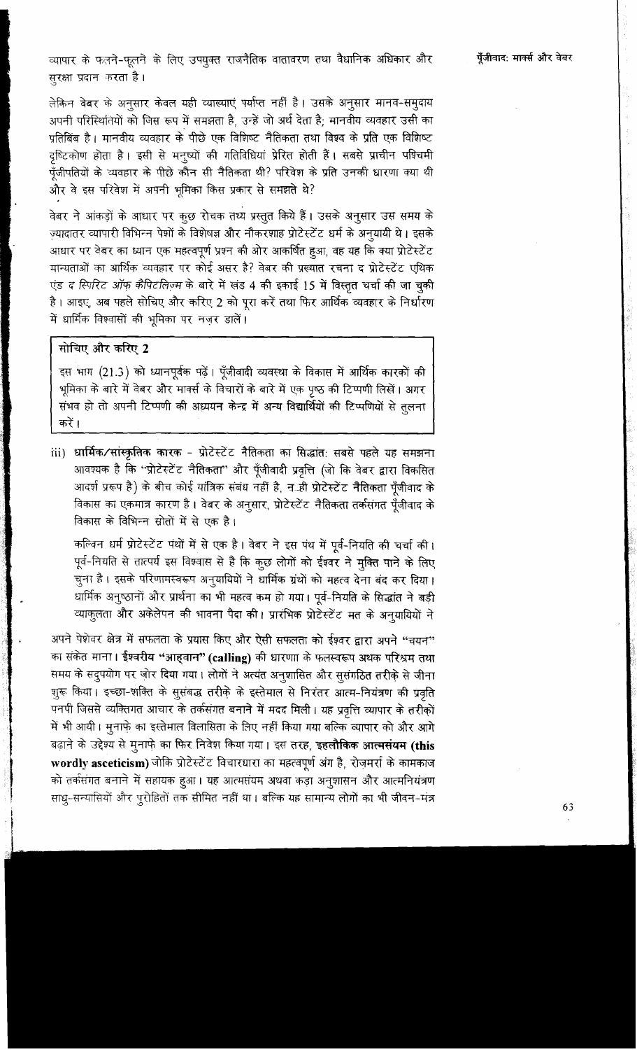व्यापार के फलने-फूलने के लिए उपयुक्त राजनैतिक वातावरण तथा वैधानिक अधिकार और सुरक्षा प्रदान करता है।

लेकिन वेबर के अनुसार केवल यही व्याख्याएं पर्याप्त नहीं है। उसके अनुसार मानव-समुदाय अपनी परिस्थितियों को जिस रूप में समझता है, उन्हें जो अर्थ देता है; मानवीय व्यवहार उसी का प्रतिबिंब है। मानवीय व्यवहार के पीछे एक विशिष्ट नैतिकता तथा विश्व के प्रति एक विशिष्ट दृष्टिकोण होता है। इसी से मनुष्यों की गतिविधियां प्रेरित होती हैं। सबसे प्राचीन पश्चिमी पूँजीपतियों के व्यवहार के पीछे कौन सी नैतिकता थी? परिवेश के प्रति उनकी धारणा क्या थी और वे इस परिवेश में अपनी भूमिका किस प्रकार से समझते थे?

वेबर ने आंकड़ों के आधार पर कुछ रोचक तथ्य प्रस्तुत किये हैं। उसके अनुसार उस समय के ज़्यादातर व्यापारी विभिन्न पेशों के विशेषज्ञ और नौकरशाह प्रोटेस्टेंट धर्म के अनुयायी थे। इसके आधार पर वेबर का ध्यान एक महत्वपूर्ण प्रश्न की ओर आकर्षित हुआ, वह यह कि क्या प्रोटेस्टेंट मान्यताओं का आर्थिक व्यवहार पर कोई असर है? वेबर की प्रख्यात रचना *द प्रोटेस्टेंट एथिक एंड द स्पिरिट ऑफ़ कैपिटलिज्म* के बारे में खंड 4 की इकाई 15 में विस्तृत चर्चा की जा चुकी है। आइए, अब पहले सोचिए और करिए 2 को पूरा करें तथा फिर आर्थिक व्यवहार के निर्धारण में धार्मिक विश्वासों की भूमिका पर नज़र डालें।

**सोचिए और करिए 2**

इस भाग (21.3) को ध्यानपूर्वक पढ़ें। पूँजीवादी व्यवस्था के विकास में आर्थिक कारकों की भूमिका के बारे में वेबर और मार्क्स के विचारों के बारे में एक पृष्ठ की टिप्पणी लिखें। अगर संभव हो तो अपनी टिप्पणी की अध्ययन केन्द्र में अन्य विद्यार्थियों की टिप्पणियों से तुलना करें।

iii) **धार्मिक/सांस्कृतिक कारक** - प्रोटेस्टेंट नैतिकता का सिद्धांत: सबसे पहले यह समझना आवश्यक है कि "प्रोटेस्टेंट नैतिकता" और पूँजीवादी प्रवृत्ति (जो कि वेबर द्वारा विकसित आदर्श प्ररूप है) के बीच कोई यांत्रिक संबंध नहीं है, न ही प्रोटेस्टेंट नैतिकता पूँजीवाद के विकास का एकमात्र कारण है। वेबर के अनुसार, प्रोटेस्टेंट नैतिकता तर्कसंगत पूँजीवाद के विकास के विभिन्न स्रोतों में से एक है।

कल्विन धर्म प्रोटेस्टेंट पंथों में से एक है। वेबर ने इस पंथ में पूर्व-नियति की चर्चा की। पूर्व-नियति से तात्पर्य इस विश्वास से है कि कुछ लोगों को ईश्वर ने मुक्ति पाने के लिए चुना है। इसके परिणामस्वरूप अनुयायियों ने धार्मिक ग्रंथों को महत्व देना बंद कर दिया। धार्मिक अनुष्ठानों और प्रार्थना का भी महत्व कम हो गया। पूर्व-नियति के सिद्धांत ने बड़ी व्याकुलता और अकेलेपन की भावना पैदा की। प्रारंभिक प्रोटेस्टेंट मत के अनुयायियों ने अपने पेशेवर क्षेत्र में सफलता के प्रयास किए और ऐसी सफलता को ईश्वर द्वारा अपने "चयन" का संकेत माना। **ईश्वरीय "आह्वान" (calling)** की धारणा के फलस्वरूप अथक परिश्रम तथा समय के सदुपयोग पर ज़ोर दिया गया। लोगों ने अत्यंत अनुशासित और सुसंगठित तरीक़े से जीना शुरू किया। इच्छा-शक्ति के सुसंबद्ध तरीक़े के इस्तेमाल से निरंतर आत्म-नियंत्रण की प्रवृति पनपी जिससे व्यक्तिगत आचार के तर्कसंगत बनाने में मदद मिली। यह प्रवृत्ति व्यापार के तरीक़ों में भी आयी। मुनाफ़े का इस्तेमाल विलासिता के लिए नहीं किया गया बल्कि व्यापार को और आगे बढ़ाने के उद्देश्य से मुनाफ़े का फिर निवेश किया गया। इस तरह, **इहलौकिक आत्मसंयम (this wordly asceticism)** जोकि प्रोटेस्टेंट विचारधारा का महत्वपूर्ण अंग है, रोज़मर्रा के कामकाज को तर्कसंगत बनाने में सहायक हुआ। यह आत्मसंयम अथवा कड़ा अनुशासन और आत्मनियंत्रण साधु-सन्यासियों और पुरोहितों तक सीमित नहीं था। बल्कि यह सामान्य लोगों का भी जीवन-मंत्र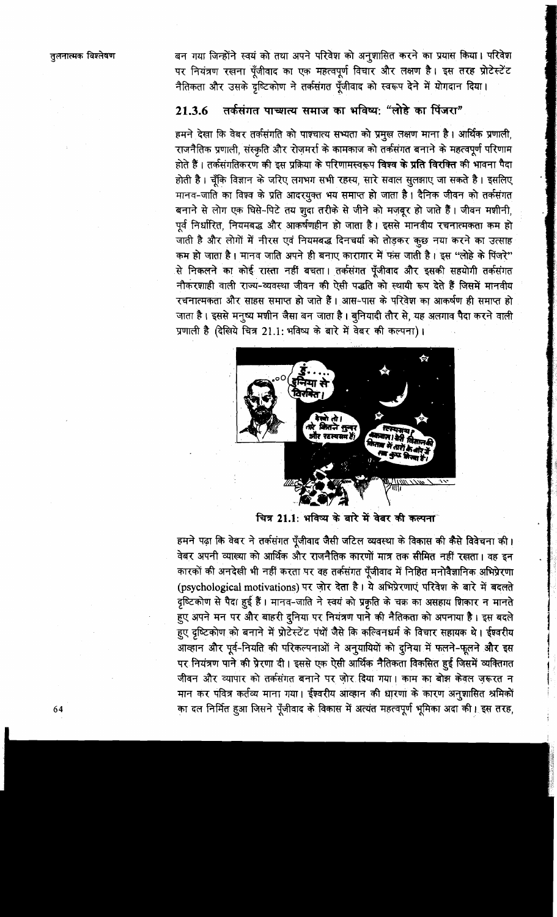बन गया जिन्होंने स्वयं को तथा अपने परिवेश को अनुशासित करने का प्रयास किया। परिवेश पर नियंत्रण रखना पूँजीवाद का एक महत्वपूर्ण विचार और लक्षण है। इस तरह प्रोटेस्टेंट नैतिकता और उसके दृष्टिकोण ने तर्कसंगत पूँजीवाद को स्वरूप देने में योगदान दिया।

### 21.3.6 तर्कसंगत पाश्चात्य समाज का भविष्य: "लोहे का पिंजरा"

हमने देखा कि वेबर तर्कसंगति को पाश्चात्य सभ्यता को प्रमुख लक्षण मानता है। आर्थिक प्रणाली, राजनैतिक प्रणाली, संस्कृति और रोज़मर्रा के कामकाज को तर्कसंगत बनाने के महत्वपूर्ण परिणाम होते हैं। तर्कसंगतिकरण की इस प्रक्रिया के परिणामस्वरूप **विश्व के प्रति विरक्ति** की भावना पैदा होती है। चूँकि विज्ञान के जरिए लगभग सभी रहस्य, सारे सवाल सुलझाए जा सकते है। इसलिए मानव-जाति का विश्व के प्रति आदरयुक्त भय समाप्त हो जाता है। दैनिक जीवन को तर्कसंगत बनाने से लोग एक घिसे-पिटे तय शुदा तरीके से जीने को मजबूर हो जाते हैं। जीवन मशीनी, पूर्व निर्धारित, नियमबद्ध और आकर्षणहीन हो जाता है। इससे मानवीय रचनात्मकता कम हो जाती है और लोगों में नीरस एवं नियमबद्ध दिनचर्या को तोड़कर कुछ नया करने का उत्साह कम हो जाता है। मानव जाति अपने ही बनाए कारागार में फंस जाती है। इस "लोहे के पिंजरे" से निकलने का कोई रास्ता नहीं बचता। तर्कसंगत पूँजीवाद और इसकी सहयोगी तर्कसंगत नौकरशाही वाली राज्य-व्यवस्था जीवन की ऐसी पद्धति को स्थायी रूप देते हैं जिसमें मानवीय रचनात्मकता और साहस समाप्त हो जाते हैं। आस-पास के परिवेश का आकर्षण ही समाप्त हो जाता है। इससे मनुष्य मशीन जैसा बन जाता है। बुनियादी तौर से, यह अलगाव पैदा करने वाली प्रणाली है (देखिये चित्र 21.1: भविष्य के बारे में वेबर की कल्पना)।

चित्र 21.1: भविष्य के बारे में वेबर की कल्पना

हमने पढ़ा कि वेबर ने तर्कसंगत पूँजीवाद जैसी जटिल व्यवस्था के विकास की कैसे विवेचना की। वेबर अपनी व्याख्या को आर्थिक और राजनैतिक कारणों मात्र तक सीमित नहीं रखता। वह इन कारकों की अनदेखी भी नहीं करता पर वह तर्कसंगत पूँजीवाद में निहित मनोवैज्ञानिक अभिप्रेरणा (psychological motivations) पर ज़ोर देता है। ये अभिप्रेरणाएं परिवेश के बारे में बदलते दृष्टिकोण से पैदा हुई हैं। मानव-जाति ने स्वयं को प्रकृति के चक्र का असहाय शिकार न मानते हुए अपने मन पर और बाहरी दुनिया पर नियंत्रण पाने की नैतिकता को अपनाया है। इस बदले हुए दृष्टिकोण को बनाने में प्रोटेस्टेंट पंथों जैसे कि कल्विनधर्म के विचार सहायक थे। ईश्वरीय आव्हान और पूर्व-नियति की परिकल्पनाओं ने अनुयायियों को दुनिया में फलने-फूलने और इस पर नियंत्रण पाने की प्रेरणा दी। इससे एक ऐसी आर्थिक नैतिकता विकसित हुई जिसमें व्यक्तिगत जीवन और व्यापार को तर्कसंगत बनाने पर ज़ोर दिया गया। काम का बोझ केवल ज़रूरत न मान कर पवित्र कर्तव्य माना गया। ईश्वरीय आव्हान की धारणा के कारण अनुशासित श्रमिकों का दल निर्मित हुआ जिसने पूँजीवाद के विकास में अत्यंत महत्वपूर्ण भूमिका अदा की। इस तरह,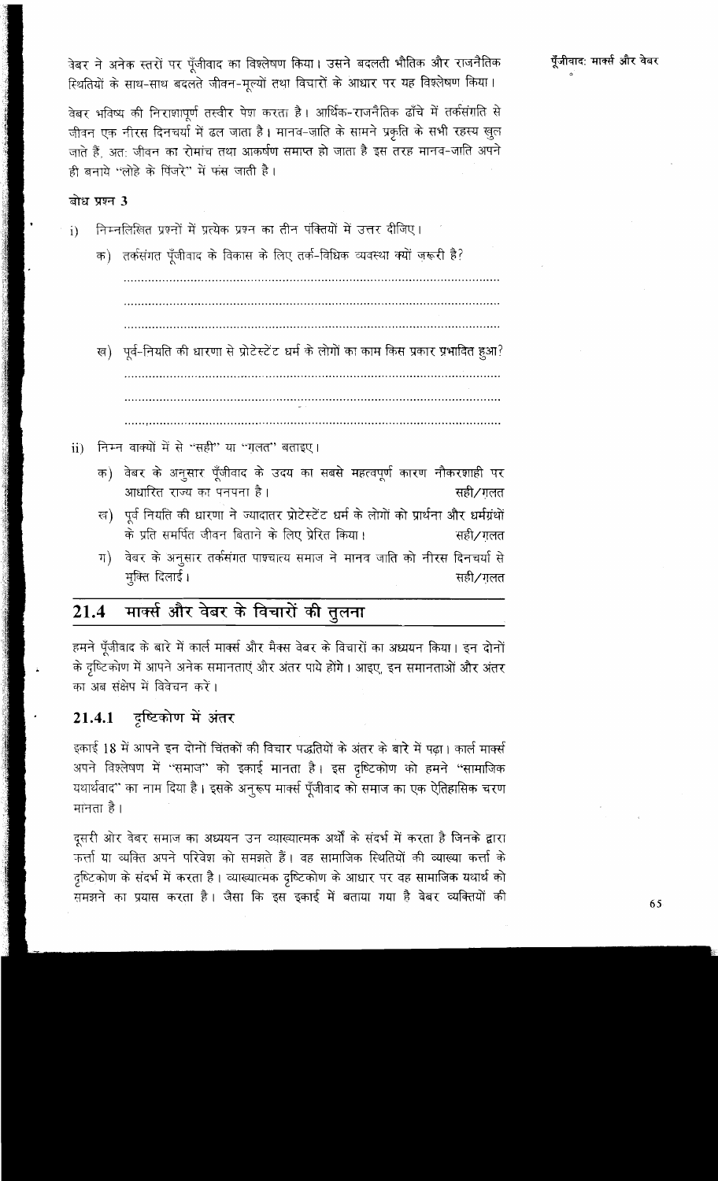वेबर ने अनेक स्तरों पर पूँजीवाद का विश्लेषण किया। उसने बदलती भौतिक और राजनैतिक स्थितियों के साथ-साथ बदलते जीवन-मूल्यों तथा विचारों के आधार पर यह विश्लेषण किया।

वेबर भविष्य की निराशापूर्ण तस्वीर पेश करता है। आर्थिक-राजनैतिक ढाँचे में तर्कसंगति से जीवन एक नीरस दिनचर्या में ढल जाता है। मानव-जाति के सामने प्रकृति के सभी रहस्य खुल जाते हैं, अतः जीवन का रोमांच तथा आकर्षण समाप्त हो जाता है इस तरह मानव-जाति अपने ही बनाये "लोहे के पिंजरे" में फंस जाती है।

### बोध प्रश्न 3

i) निम्नलिखित प्रश्नों में प्रत्येक प्रश्न का तीन पंक्तियों में उत्तर दीजिए।

क) तर्कसंगत पूँजीवाद के विकास के लिए तर्क-विधिक व्यवस्था क्यों जरूरी है?

.......................................................................................................

.......................................................................................................

.......................................................................................................

ख) पूर्व-नियति की धारणा से प्रोटेस्टेंट धर्म के लोगों का काम किस प्रकार प्रभावित हुआ?

.......................................................................................................

.......................................................................................................

.......................................................................................................

ii) निम्न वाक्यों में से "सही" या "ग़लत" बताइए।

क) वेबर के अनुसार पूँजीवाद के उदय का सबसे महत्वपूर्ण कारण नौकरशाही पर आधारित राज्य का पनपना है। सही/ग़लत

ख) पूर्व नियति की धारणा ने ज्यादातर प्रोटेस्टेंट धर्म के लोगों को प्रार्थना और धर्मग्रंथों के प्रति समर्पित जीवन बिताने के लिए प्रेरित किया। सही/ग़लत

ग) वेबर के अनुसार तर्कसंगत पाश्चात्य समाज ने मानव जाति को नीरस दिनचर्या से मुक्ति दिलाई। सही/ग़लत

## 21.4 मार्क्स और वेबर के विचारों की तुलना

हमने पूँजीवाद के बारे में कार्ल मार्क्स और मैक्स वेबर के विचारों का अध्ययन किया। इन दोनों के दृष्टिकोण में आपने अनेक समानताएं और अंतर पाये होंगे। आइए, इन समानताओं और अंतर का अब संक्षेप में विवेचन करें।

### 21.4.1 दृष्टिकोण में अंतर

इकाई 18 में आपने इन दोनों चिंतकों की विचार पद्धतियों के अंतर के बारे में पढ़ा। कार्ल मार्क्स अपने विश्लेषण में "समाज" को इकाई मानता है। इस दृष्टिकोण को हमने "सामाजिक यथार्थवाद" का नाम दिया है। इसके अनुरूप मार्क्स पूँजीवाद को समाज का एक ऐतिहासिक चरण मानता है।

दूसरी ओर वेबर समाज का अध्ययन उन व्याख्यात्मक अर्थों के संदर्भ में करता है जिनके द्वारा कर्त्ता या व्यक्ति अपने परिवेश को समझते हैं। वह सामाजिक स्थितियों की व्याख्या कर्त्ता के दृष्टिकोण के संदर्भ में करता है। व्याख्यात्मक दृष्टिकोण के आधार पर वह सामाजिक यथार्थ को समझने का प्रयास करता है। जैसा कि इस इकाई में बताया गया है वेबर व्यक्तियों की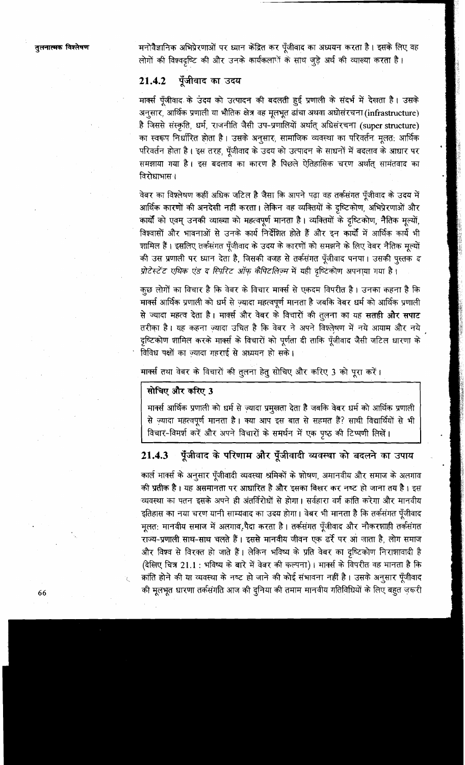मनोवैज्ञानिक अभिप्रेरणाओं पर ध्यान केंद्रित कर पूँजीवाद का अध्ययन करता है। इसके लिए वह लोगों की विश्वदृष्टि की और उनके कार्यकलापों के साथ जुड़े अर्थ की व्याख्या करता है।

### 21.4.2 पूँजीवाद का उदय

मार्क्स पूँजीवाद के उदय को उत्पादन की बदलती हुई प्रणाली के संदर्भ में देखता है। उसके अनुसार, आर्थिक प्रणाली या भौतिक क्षेत्र वह मूलभूत ढांचा अथवा अधोसंरचना (infrastructure) है जिससे संस्कृति, धर्म, राजनीति जैसी उप-प्रणालियों अर्थात् अधिसंरचना (super structure) का स्वरूप निर्धारित होता है। उसके अनुसार, सामाजिक व्यवस्था का परिवर्तन मूलतः आर्थिक परिवर्तन होता है। इस तरह, पूँजीवाद के उदय को उत्पादन के साधनों में बदलाव के आधार पर समझाया गया है। इस बदलाव का कारण है पिछले ऐतिहासिक चरण अर्थात् सामंतवाद का विरोधाभास।

वेबर का विश्लेषण कहीं अधिक जटिल है जैसा कि आपने पढ़ा वह तर्कसंगत पूँजीवाद के उदय में आर्थिक कारणों की अनदेखी नहीं करता। लेकिन वह व्यक्तियों के दृष्टिकोण, अभिप्रेरणाओं और कार्यों को एवम् उनकी व्याख्या को महत्वपूर्ण मानता है। व्यक्तियों के दृष्टिकोण, नैतिक मूल्यों, विश्वासों और भावनाओं से उनके कार्य निर्देशित होते हैं और इन कार्यों में आर्थिक कार्य भी शामिल हैं। इसलिए तर्कसंगत पूँजीवाद के उदय के कारणों को समझने के लिए वेबर नैतिक मूल्यों की उस प्रणाली पर ध्यान देता है, जिसकी वजह से तर्कसंगत पूँजीवाद पनपा। उसकी पुस्तक *द प्रोटेस्टेंट एथिक एंड द स्पिरिट ऑफ़ कैपिटलिज़्म* में यही दृष्टिकोण अपनाया गया है।

कुछ लोगों का विचार है कि वेबर के विचार मार्क्स से एकदम विपरीत है। उनका कहना है कि मार्क्स आर्थिक प्रणाली को धर्म से ज़्यादा महत्वपूर्ण मानता है जबकि वेबर धर्म को आर्थिक प्रणाली से ज़्यादा महत्व देता है। मार्क्स और वेबर के विचारों की तुलना का यह **सतही और सपाट** तरीका है। यह कहना ज़्यादा उचित है कि वेबर ने अपने विश्लेषण में नये आयाम और नये दृष्टिकोण शामिल करके मार्क्स के विचारों को पूर्णता दी ताकि पूँजीवाद जैसी जटिल धारणा के विविध पक्षों का ज़्यादा गहराई से अध्ययन हो सके।

मार्क्स तथा वेबर के विचारों की तुलना हेतु सोचिए और करिए 3 को पूरा करें।

> **सोचिए और करिए 3**
>
> मार्क्स आर्थिक प्रणाली को धर्म से ज़्यादा प्रमुखता देता है जबकि वेबर धर्म को आर्थिक प्रणाली से ज़्यादा महत्वपूर्ण मानता है। क्या आप इस बात से सहमत हैं? साथी विद्यार्थियों से भी विचार-विमर्श करें और अपने विचारों के समर्थन में एक पृष्ठ की टिप्पणी लिखें।

### 21.4.3 पूँजीवाद के परिणाम और पूँजीवादी व्यवस्था को बदलने का उपाय

कार्ल मार्क्स के अनुसार पूँजीवादी व्यवस्था श्रमिकों के शोषण, अमानवीय और समाज के अलगाव की प्रतीक है। यह असमानता पर आधारित है और इसका बिखर कर नष्ट हो जाना तय है। इस व्यवस्था का पतन इसके अपने ही अंतर्विरोधों से होगा। सर्वहारा वर्ग क्रांति करेगा और मानवीय इतिहास का नया चरण यानी साम्यवाद का उदय होगा। वेबर भी मानता है कि तर्कसंगत पूँजीवाद मूलतः मानवीय समाज में अलगाव पैदा करता है। तर्कसंगत पूँजीवाद और नौकरशाही तर्कसंगत राज्य-प्रणाली साथ-साथ चलते हैं। इससे मानवीय जीवन एक ढर्रे पर आ जाता है, लोग समाज और विश्व से विरक्त हो जाते हैं। लेकिन भविष्य के प्रति वेबर का दृष्टिकोण निराशावादी है (देखिए चित्र 21.1 : भविष्य के बारे में वेबर की कल्पना)। मार्क्स के विपरीत वह मानता है कि क्रांति होने की या व्यवस्था के नष्ट हो जाने की कोई संभावना नहीं है। उसके अनुसार पूँजीवाद की मूलभूत धारणा तर्कसंगति आज की दुनिया की तमाम मानवीय गतिविधियों के लिए बहुत ज़रूरी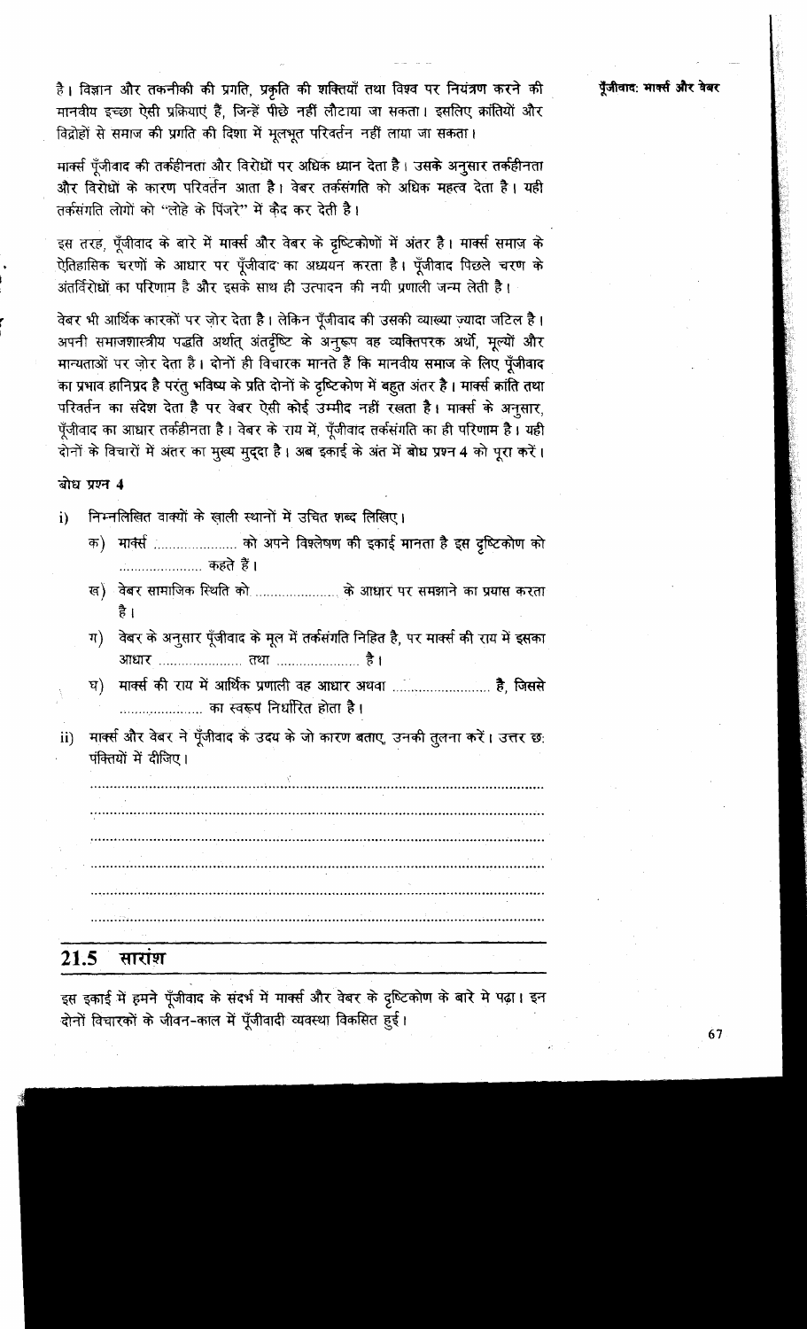है। विज्ञान और तकनीकी की प्रगति, प्रकृति की शक्तियाँ तथा विश्व पर नियंत्रण करने की मानवीय इच्छा ऐसी प्रक्रियाएं हैं, जिन्हें पीछे नहीं लौटाया जा सकता। इसलिए क्रांतियों और विद्रोहों से समाज की प्रगति की दिशा में मूलभूत परिवर्तन नहीं लाया जा सकता।

मार्क्स पूँजीवाद की तर्कहीनता और विरोधों पर अधिक ध्यान देता है। उसके अनुसार तर्कहीनता और विरोधों के कारण परिवर्तन आता है। वेबर तर्कसंगति को अधिक महत्व देता है। यही तर्कसंगति लोगों को "लोहे के पिंजरे" में कैद कर देती है।

इस तरह, पूँजीवाद के बारे में मार्क्स और वेबर के दृष्टिकोणों में अंतर है। मार्क्स समाज के ऐतिहासिक चरणों के आधार पर पूँजीवाद का अध्ययन करता है। पूँजीवाद पिछले चरण के अंतर्विरोधों का परिणाम है और इसके साथ ही उत्पादन की नयी प्रणाली जन्म लेती है।

वेबर भी आर्थिक कारकों पर ज़ोर देता है। लेकिन पूँजीवाद की उसकी व्याख्या ज़्यादा जटिल है। अपनी समाजशास्त्रीय पद्धति अर्थात् अंतर्दृष्टि के अनुरूप वह व्यक्तिपरक अर्थों, मूल्यों और मान्यताओं पर ज़ोर देता है। दोनों ही विचारक मानते हैं कि मानवीय समाज के लिए पूँजीवाद का प्रभाव हानिप्रद है परंतु भविष्य के प्रति दोनों के दृष्टिकोण में बहुत अंतर है। मार्क्स क्रांति तथा परिवर्तन का संदेश देता है पर वेबर ऐसी कोई उम्मीद नहीं रखता है। मार्क्स के अनुसार, पूँजीवाद का आधार तर्कहीनता है। वेबर के राय में, पूँजीवाद तर्कसंगति का ही परिणाम है। यही दोनों के विचारों में अंतर का मुख्य मुद्दा है। अब इकाई के अंत में बोध प्रश्न 4 को पूरा करें।

**बोध प्रश्न 4**

i) निम्नलिखित वाक्यों के ख़ाली स्थानों में उचित शब्द लिखिए।

   क) मार्क्स ..................... को अपने विश्लेषण की इकाई मानता है इस दृष्टिकोण को ..................... कहते हैं।

   ख) वेबर सामाजिक स्थिति को ..................... के आधार पर समझाने का प्रयास करता है।

   ग) वेबर के अनुसार पूँजीवाद के मूल में तर्कसंगति निहित है, पर मार्क्स की राय में इसका आधार ..................... तथा ..................... है।

   घ) मार्क्स की राय में आर्थिक प्रणाली वह आधार अथवा ..................... है, जिससे ..................... का स्वरूप निर्धारित होता है।

ii) मार्क्स और वेबर ने पूँजीवाद के उदय के जो कारण बताए, उनकी तुलना करें। उत्तर छः पंक्तियों में दीजिए।

.....................................................................................................................

.....................................................................................................................

.....................................................................................................................

.....................................................................................................................

.....................................................................................................................

.....................................................................................................................

## 21.5 सारांश

इस इकाई में हमने पूँजीवाद के संदर्भ में मार्क्स और वेबर के दृष्टिकोण के बारे मे पढ़ा। इन दोनों विचारकों के जीवन-काल में पूँजीवादी व्यवस्था विकसित हुई।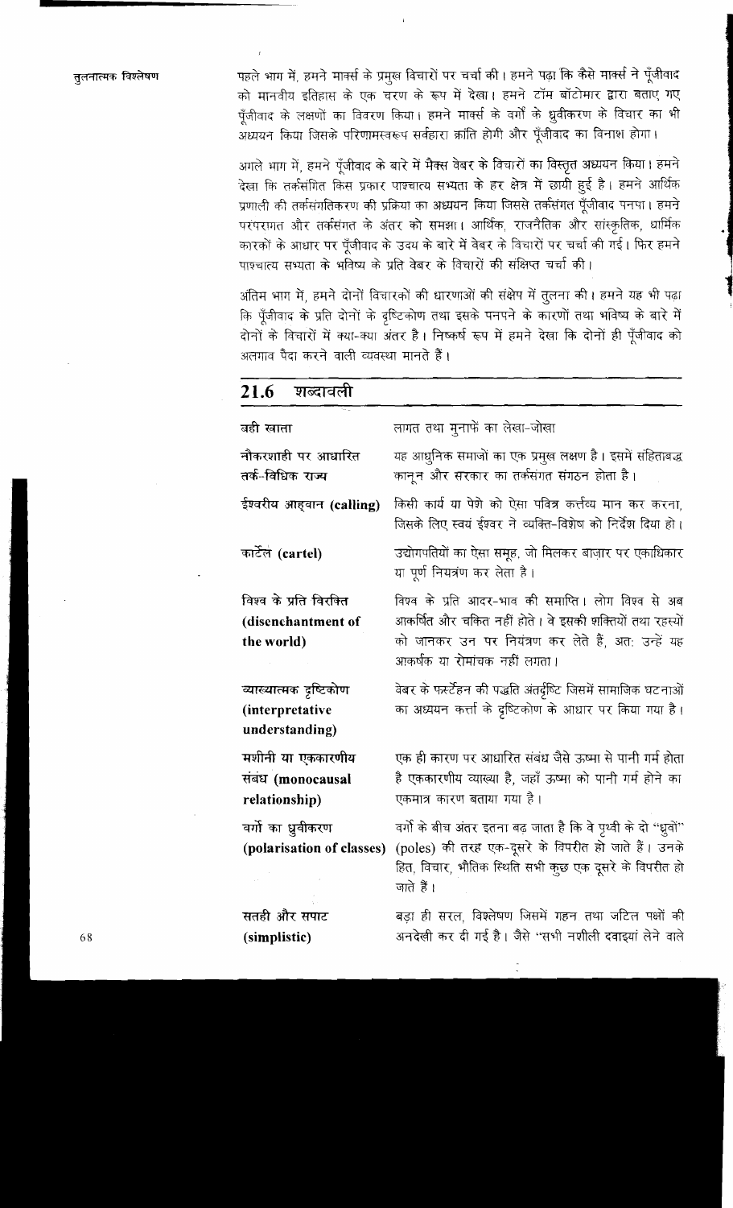पहले भाग में, हमने मार्क्स के प्रमुख विचारों पर चर्चा की। हमने पढ़ा कि कैसे मार्क्स ने पूँजीवाद को मानवीय इतिहास के एक चरण के रूप में देखा। हमने टॉम बॉटोमार द्वारा बताए गए पूँजीवाद के लक्षणों का विवरण किया। हमने मार्क्स के वर्गों के ध्रुवीकरण के विचार का भी अध्ययन किया जिसके परिणामस्वरूप सर्वहारा क्रांति होगी और पूँजीवाद का विनाश होगा।

अगले भाग में, हमने पूँजीवाद के बारे में मैक्स वेबर के विचारों का विस्तृत अध्ययन किया। हमने देखा कि तर्कसंगति किस प्रकार पाश्चात्य सभ्यता के हर क्षेत्र में छायी हुई है। हमने आर्थिक प्रणाली की तर्कसंगतिकरण की प्रक्रिया का अध्ययन किया जिससे तर्कसंगत पूँजीवाद पनपा। हमने परंपरागत और तर्कसंगत के अंतर को समझा। आर्थिक, राजनैतिक और सांस्कृतिक, धार्मिक कारकों के आधार पर पूँजीवाद के उदय के बारे में वेबर के विचारों पर चर्चा की गई। फिर हमने पाश्चात्य सभ्यता के भविष्य के प्रति वेबर के विचारों की संक्षिप्त चर्चा की।

अंतिम भाग में, हमने दोनों विचारकों की धारणाओं की संक्षेप में तुलना की। हमने यह भी पढ़ा कि पूँजीवाद के प्रति दोनों के दृष्टिकोण तथा इसके पनपने के कारणों तथा भविष्य के बारे में दोनों के विचारों में क्या-क्या अंतर है। निष्कर्ष रूप में हमने देखा कि दोनों ही पूँजीवाद को अलगाव पैदा करने वाली व्यवस्था मानते हैं।

## 21.6 शब्दावली

**बही खाता** — लागत तथा मुनाफे का लेखा-जोखा

**नौकरशाही पर आधारित तर्क-विधिक राज्य** — यह आधुनिक समाजों का एक प्रमुख लक्षण है। इसमें संहिताबद्ध कानून और सरकार का तर्कसंगत संगठन होता है।

**ईश्वरीय आह्वान (calling)** — किसी कार्य या पेशे को ऐसा पवित्र कर्त्तव्य मान कर करना, जिसके लिए स्वयं ईश्वर ने व्यक्ति-विशेष को निर्देश दिया हो।

**कार्टेल (cartel)** — उद्योगपतियों का ऐसा समूह, जो मिलकर बाज़ार पर एकाधिकार या पूर्ण नियंत्रण कर लेता है।

**विश्व के प्रति विरक्ति (disenchantment of the world)** — विश्व के प्रति आदर-भाव की समाप्ति। लोग विश्व से अब आकर्षित और चकित नहीं होते। वे इसकी शक्तियों तथा रहस्यों को जानकर उन पर नियंत्रण कर लेते हैं, अतः उन्हें यह आकर्षक या रोमांचक नहीं लगता।

**व्याख्यात्मक दृष्टिकोण (interpretative understanding)** — वेबर के फर्स्टेहन की पद्धति अंतर्दृष्टि जिसमें सामाजिक घटनाओं का अध्ययन कर्त्ता के दृष्टिकोण के आधार पर किया गया है।

**मशीनी या एककारणीय संबंध (monocausal relationship)** — एक ही कारण पर आधारित संबंध जैसे ऊष्मा से पानी गर्म होता है एककारणीय व्याख्या है, जहाँ ऊष्मा को पानी गर्म होने का एकमात्र कारण बताया गया है।

**वर्गों का ध्रुवीकरण (polarisation of classes)** — वर्गों के बीच अंतर इतना बढ़ जाता है कि वे पृथ्वी के दो "ध्रुवों" (poles) की तरह एक-दूसरे के विपरीत हो जाते हैं। उनके हित, विचार, भौतिक स्थिति सभी कुछ एक दूसरे के विपरीत हो जाते हैं।

**सतही और सपाट (simplistic)** — बड़ा ही सरल, विश्लेषण जिसमें गहन तथा जटिल पक्षों की अनदेखी कर दी गई है। जैसे "सभी नशीली दवाइयां लेने वाले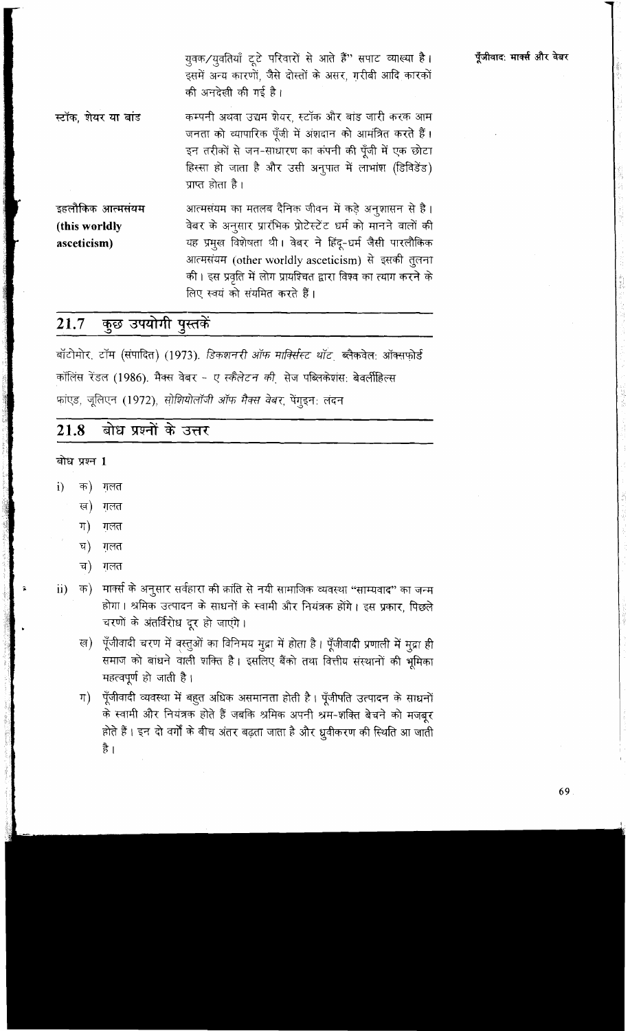युवक/युवतियाँ टूटे परिवारों से आते हैं" सपाट व्याख्या है। इसमें अन्य कारणों, जैसे दोस्तों के असर, ग़रीबी आदि कारकों की अनदेखी की गई है।

**स्टॉक, शेयर या बांड** कम्पनी अथवा उद्यम शेयर, स्टॉक और बांड जारी करक आम जनता को व्यापारिक पूँजी में अंशदान को आमंत्रित करते हैं। इन तरीकों से जन-साधारण का कंपनी की पूँजी में एक छोटा हिस्सा हो जाता है और उसी अनुपात में लाभांश (डिविडेंड) प्राप्त होता है।

**इहलौकिक आत्मसंयम (this worldly asceticism)** आत्मसंयम का मतलब दैनिक जीवन में कड़े अनुशासन से है। वेबर के अनुसार प्रारंभिक प्रोटेस्टेंट धर्म को मानने वालों की यह प्रमुख विशेषता थी। वेबर ने हिंदू-धर्म जैसी पारलौकिक आत्मसंयम (other worldly asceticism) से इसकी तुलना की। इस प्रवृति में लोग प्रायश्चित द्वारा विश्व का त्याग करने के लिए स्वयं को संयमित करते हैं।

## 21.7 कुछ उपयोगी पुस्तकें

बॉटोमोर, टॉम (संपादित) (1973). *डिकशनरी ऑफ मार्क्सिस्ट थॉट*, ब्लैकवेल: ऑक्सफोर्ड

कॉलिंस रेंडल (1986). मैक्स वेबर – *ए स्कैलेटन की*, सेज पब्लिकेशंस: बेवर्लीहिल्स

फ्रांएड, जूलिएन (1972), *सोशियोलॉजी ऑफ मैक्स वेबर*, पेंगुइन: लंदन

## 21.8 बोध प्रश्नों के उत्तर

**बोध प्रश्न 1**

i) क) ग़लत
   ख) ग़लत
   ग) ग़लत
   घ) ग़लत
   च) ग़लत

ii) क) मार्क्स के अनुसार सर्वहारा की क्रांति से नयी सामाजिक व्यवस्था "साम्यवाद" का जन्म होगा। श्रमिक उत्पादन के साधनों के स्वामी और नियंत्रक होंगे। इस प्रकार, पिछले चरणों के अंतर्विरोध दूर हो जाएंगे।

   ख) पूँजीवादी चरण में वस्तुओं का विनिमय मुद्रा में होता है। पूँजीवादी प्रणाली में मुद्रा ही समाज को बांधने वाली शक्ति है। इसलिए बैंको तथा वित्तीय संस्थानों की भूमिका महत्वपूर्ण हो जाती है।

   ग) पूँजीवादी व्यवस्था में बहुत अधिक असमानता होती है। पूँजीपति उत्पादन के साधनों के स्वामी और नियंत्रक होते हैं जबकि श्रमिक अपनी श्रम-शक्ति बेचने को मजबूर होते हैं। इन दो वर्गों के बीच अंतर बढ़ता जाता है और ध्रुवीकरण की स्थिति आ जाती है।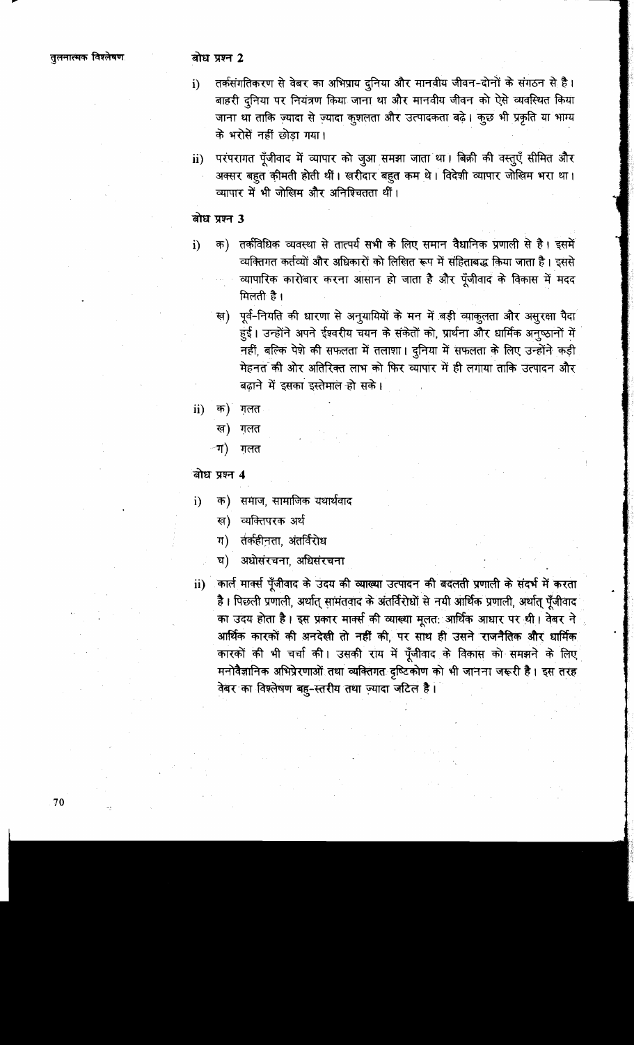### बोध प्रश्न 2

i) तर्कसंगतिकरण से वेबर का अभिप्राय दुनिया और मानवीय जीवन-दोनों के संगठन से है। बाहरी दुनिया पर नियंत्रण किया जाना था और मानवीय जीवन को ऐसे व्यवस्थित किया जाना था ताकि ज़्यादा से ज़्यादा कुशलता और उत्पादकता बढ़े। कुछ भी प्रकृति या भाग्य के भरोसें नहीं छोड़ा गया।

ii) परंपरागत पूँजीवाद में व्यापार को जुआ समझा जाता था। बिक्री की वस्तुएँ सीमित और अक्सर बहुत क़ीमती होती थीं। ख़रीदार बहुत कम थे। विदेशी व्यापार जोखिम भरा था। व्यापार में भी जोखिम और अनिश्चितता थीं।

### बोध प्रश्न 3

i) क) तर्कविधिक व्यवस्था से तात्पर्य सभी के लिए समान वैधानिक प्रणाली से है। इसमें व्यक्तिगत कर्तव्यों और अधिकारों को लिखित रूप में संहिताबद्ध किया जाता है। इससे व्यापारिक कारोबार करना आसान हो जाता है और पूँजीवाद के विकास में मदद मिलती है।

ख) पूर्व-नियति की धारणा से अनुयायियों के मन में बड़ी व्याकुलता और असुरक्षा पैदा हुई। उन्होंने अपने ईश्वरीय चयन के संकेतों को, प्रार्थना और धार्मिक अनुष्ठानों में नहीं, बल्कि पेशे की सफलता में तलाशा। दुनिया में सफलता के लिए उन्होंने कड़ी मेहनत की ओर अतिरिक्त लाभ को फिर व्यापार में ही लगाया ताकि उत्पादन और बढ़ाने में इसका इस्तेमाल हो सके।

ii) क) ग़लत

ख) ग़लत

ग) ग़लत

### बोध प्रश्न 4

i) क) समाज, सामाजिक यथार्थवाद

ख) व्यक्तिपरक अर्थ

ग) तर्कहीनता, अंतर्विरोध

घ) अधोसंरचना, अधिसंरचना

ii) कार्ल मार्क्स पूँजीवाद के उदय की व्याख्या उत्पादन की बदलती प्रणाली के संदर्भ में करता है। पिछली प्रणाली, अर्थात् सामंतवाद के अंतर्विरोधों से नयी आर्थिक प्रणाली, अर्थात् पूँजीवाद का उदय होता है। इस प्रकार मार्क्स की व्याख्या मूलतः आर्थिक आधार पर थी। वेबर ने आर्थिक कारकों की अनदेखी तो नहीं की, पर साथ ही उसने राजनैतिक और धार्मिक कारकों की भी चर्चा की। उसकी राय में पूँजीवाद के विकास को समझने के लिए मनोवैज्ञानिक अभिप्रेरणाओं तथा व्यक्तिगत दृष्टिकोण को भी जानना जरूरी है। इस तरह वेबर का विश्लेषण बहु-स्तरीय तथा ज़्यादा जटिल है।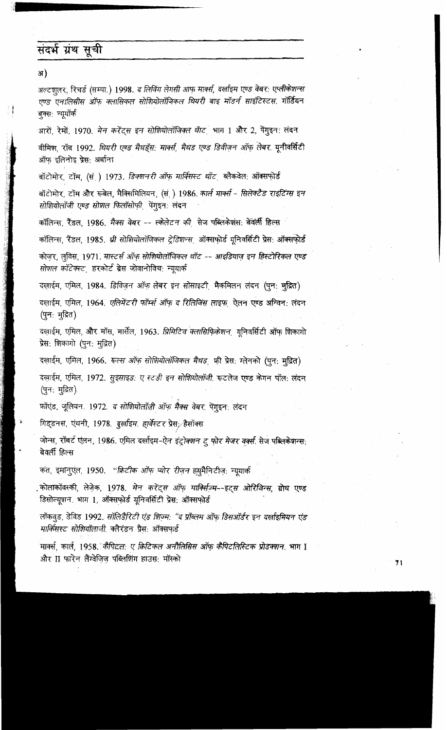## संदर्भ ग्रंथ सूची

अ)

अल्टशुलर, रिचर्ड (सम्पा.) 1998. *द लिविंग लेगसी आफ मार्क्स, दर्खाइम एण्ड वेबर: एप्लीकेशन्स एण्ड एनालिसीस ऑफ क्लासिकल सोशियोलॉजिकल थियरी बाइ मॉडर्न साइंटिस्टस.* गॉर्डियन बुक्सः न्यूयॉर्क

आरों, रेमों, 1970. *मेन करेंट्स इन सोशियोलॉजिकल थॉट.* भाग 1 और 2, पेंगुइनः लंदन

बीमिश, रॉब 1992. *थियरी एण्ड मैथड्सः मार्क्स, मैथड एण्ड डिवीज़न ऑफ़ लेबर.* यूनीवर्सिटी ऑफ़ इलिनोइ प्रेसः अर्बाना

बॉटोमोर, टॉम, (सं.) 1973. *डिक्शनरी ऑफ़ मार्क्सिस्ट थॉट.* ब्लैकवेलः ऑक्सफ़ोर्ड

बॉटोमोर, टॉम और रूबेल, मैक्सिमिलियन, (सं.) 1986. *कार्ल मार्क्स - सिलेक्टेड राइटिंग्स इन सोशियोलॉजी एण्ड सोशल फ़िलॉसोफ़ी.* पेंगुइनः लंदन

कॉलिन्स, रैंडल, 1986. *मैक्स वेबर -- स्केलेटन की.* सेज पब्लिकेशंसः बेवर्ली हिल्स

कॉलिन्स, रैंडल, 1985. *थ्री सोशियोलॉजिकल ट्रेडिशन्स.* ऑक्सफ़ोर्ड यूनिवर्सिटी प्रेसः ऑक्सफ़ोर्ड

कोज़र, लुविस, 1971. *मास्टर्स ऑफ़ सोशियोलॉजिकल थॉट -- आइडियाज़ इन हिस्टोरिकल एण्ड सोशल कॉन्टेक्स्ट.* हरकोर्ट ब्रेस जोवानोविचः न्यूयार्क

दर्खाईम, एमिल, 1984. *डिविज़न ऑफ़ लेबर इन सोसाइटी.* मैकमिलन लंदन (पुनः मुद्रित)

दर्खाईम, एमिल, 1964. *एलिमेंटरी फॉर्म्स ऑफ़ द रिलिजिस लाइफ.* ऐलन एण्ड अन्विनः लंदन (पुनः मुद्रित)

दर्खाईम, एमिल, और मॉस, मार्सेल, 1963. *प्रिमिटिव क्लासिफ़िकेशन.* यूनिवर्सिटी ऑफ़ शिकागो प्रेसः शिकागो (पुनः मुद्रित)

दर्खाईम, एमिल, 1966. *रूल्स ऑफ़ सोशियोलॉजिकल मैथड.* फ़्री प्रेसः ग्लेनको (पुनः मुद्रित)

दर्खाईम, एमिल, 1972. *सुइसाइडः ए स्टडी इन सोशियोलॉजी.* रूटलेज एण्ड केगन पॉलः लंदन (पुनः मुद्रित)

फ्रॉएंड, जूलियन. 1972. *द सोशियोलॉजी ऑफ़ मैक्स वेबर.* पेंगुइनः लंदन

गिड्डनस, एंथनी, 1978. *दुर्खाइम.* हार्वेस्टर प्रेसः हैसॉक्स

जोन्स, रॉबर्ट एलन, 1986. *एमिल दर्खाइम-ऐन इंट्रोक्शन टु फोर मेजर वर्क्स.* सेज पब्लिकेशन्सः बेवर्ली हिल्स

कंत, इमानुएल, 1950. "क्रिटीक ऑफ़ प्योर रीज़न ह्युमैनिटीज़ः न्यूयार्क

कोलाकॉवस्की, लेज़ेक, 1978. *मेन करेंट्स ऑफ़ मार्क्सिज़्म--इट्स ओरिजिन्स,* ग्रोथ एण्ड डिसोल्यूशन. भाग 1, ऑक्सफ़ोर्ड यूनिवर्सिटी प्रेसः ऑक्सफ़ोर्ड

लॉकवुड, डेविड 1992. *सॉलिडैरिटी एंड शिज़्म: "द प्रॉब्लम ऑफ़ डिसऑर्डर इन दर्खाइमियन एंड मार्क्सिस्ट सोशियॉलाजी.* क्लैरेंडन प्रैसः ऑक्सफ़र्ड

मार्क्स, कार्ल, 1958. *कैपिटलः ए क्रिटिकल अनौलिसिस ऑफ़ कैपिटलिस्टिक प्रोडक्शन.* भाग I और II फारेन लैंग्वेज़िज़ पब्लिशिंग हाउसः मॉस्को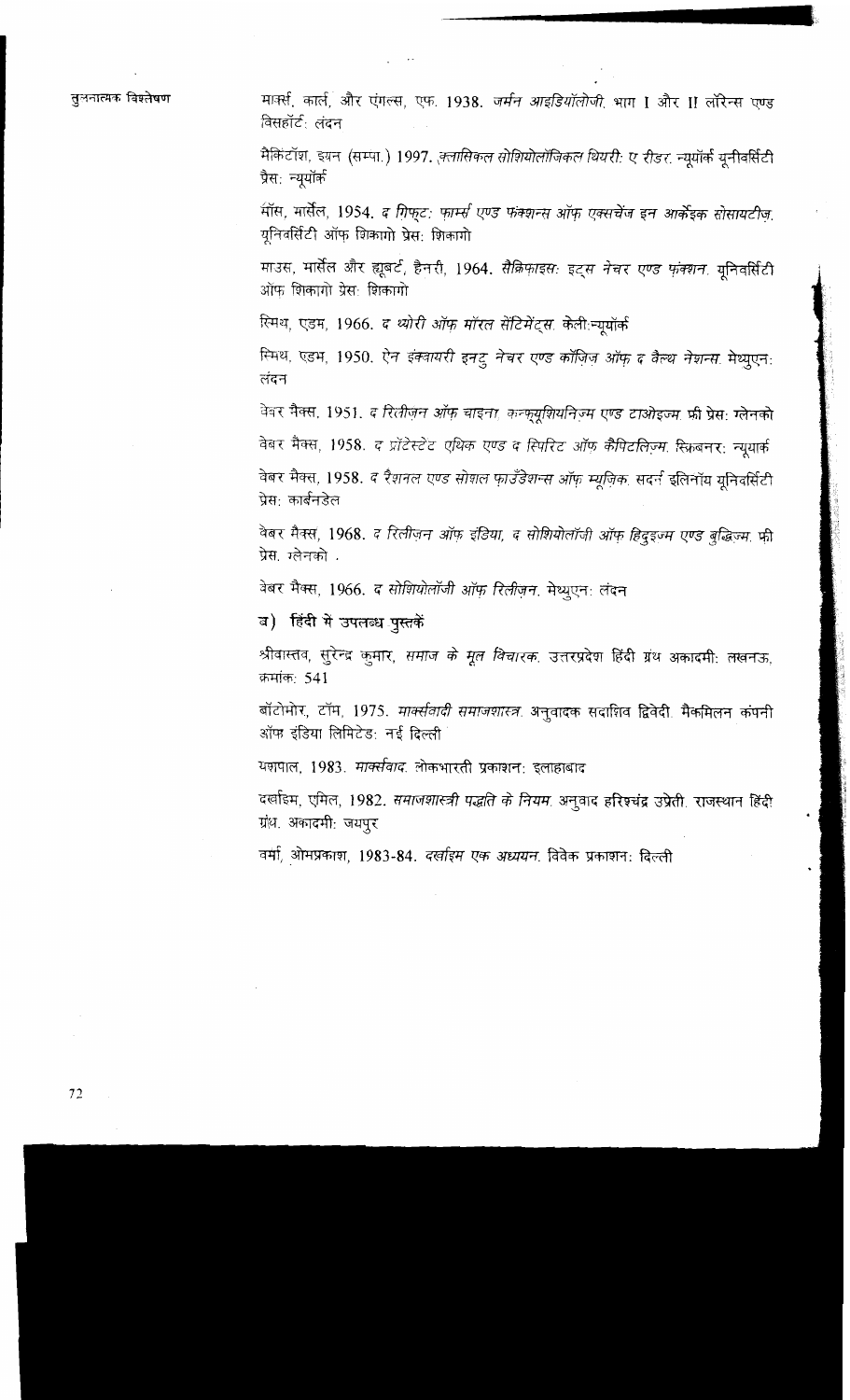मार्क्स, कार्ल, और एंगल्स, एफ. 1938. *जर्मन आइडियॉलोजी*. भाग I और II लॉरेन्स एण्ड विसहॉर्ट: लंदन

मैकिंटॉश, इयन (सम्पा.) 1997. *क्लासिकल सोशियोलॉजिकल थियरी: ए रीडर*. न्यूयॉर्क यूनीवर्सिटी प्रैस: न्यूयॉर्क

मॉस, मार्सेल, 1954. *द गिफ्ट: फार्म्स एण्ड फंक्शन्स ऑफ़ एक्सचेंज इन आर्केइक सोसायटीज़*. यूनिवर्सिटी ऑफ शिकागो प्रेस: शिकागो

माउस, मार्सेल और ह्यूबर्ट, हैनरी, 1964. *सैक्रिफाइस: इट्स नेचर एण्ड फंक्शन*. यूनिवर्सिटी ऑफ शिकागो प्रेस: शिकागो

स्मिथ, एडम, 1966. *द थ्योरी ऑफ़ मॉरल सेंटिमेंट्स*. केली:न्यूयॉर्क

स्मिथ, एडम, 1950. *ऐन इंक्वायरी इनटु नेचर एण्ड कॉज़िज़ ऑफ़ द वैल्थ नेशन्स*. मेथ्युएन: लंदन

वेबर मैक्स, 1951. *द रिलीज़न ऑफ़ चाइना: कन्फ्यूशियनिज़्म एण्ड टाओइज़्म*. फ्री प्रेस: ग्लेनको

वेबर मैक्स, 1958. *द प्रोटेस्टेंट एथिक एण्ड द स्पिरिट ऑफ़ कैपिटलिज़्म*. स्क्रिबनर: न्यूयार्क

वेबर मैक्स, 1958. *द रैशनल एण्ड सोशल फाउँडेशन्स ऑफ़ म्यूज़िक*. सदर्न इलिनॉय यूनिवर्सिटी प्रेस: कार्बनडेल

वेबर मैक्स, 1968. *द रिलीज़न ऑफ़ इंडिया, द सोशियोलॉजी ऑफ़ हिंदुइज्म एण्ड बुद्धिज़्म*. फ्री प्रेस. ग्लेनको .

वेबर मैक्स, 1966. *द सोशियोलॉजी ऑफ़ रिलीज़न*. मेथ्युएन: लंदन

## ब) हिंदी में उपलब्ध पुस्तकें

श्रीवास्तव, सुरेन्द्र कुमार, *समाज के मूल विचारक*. उत्तरप्रदेश हिंदी ग्रंथ अकादमी: लखनऊ, क्रमांक: 541

बॉटोमोर, टॉम, 1975. *मार्क्सवादी समाजशास्त्र*. अनुवादक सदाशिव द्विवेदी. मैकमिलन कंपनी ऑफ इंडिया लिमिटेड: नई दिल्ली

यशपाल, 1983. *मार्क्सवाद*. लोकभारती प्रकाशन: इलाहाबाद

दर्खाइम, एमिल, 1982. *समाजशास्त्री पद्धति के नियम*. अनुवाद हरिश्चंद्र उप्रेती. राजस्थान हिंदी ग्रंथ. अकादमी: जयपुर

वर्मा, ओमप्रकाश, 1983-84. *दर्खाइम एक अध्ययन*. विवेक प्रकाशन: दिल्ली